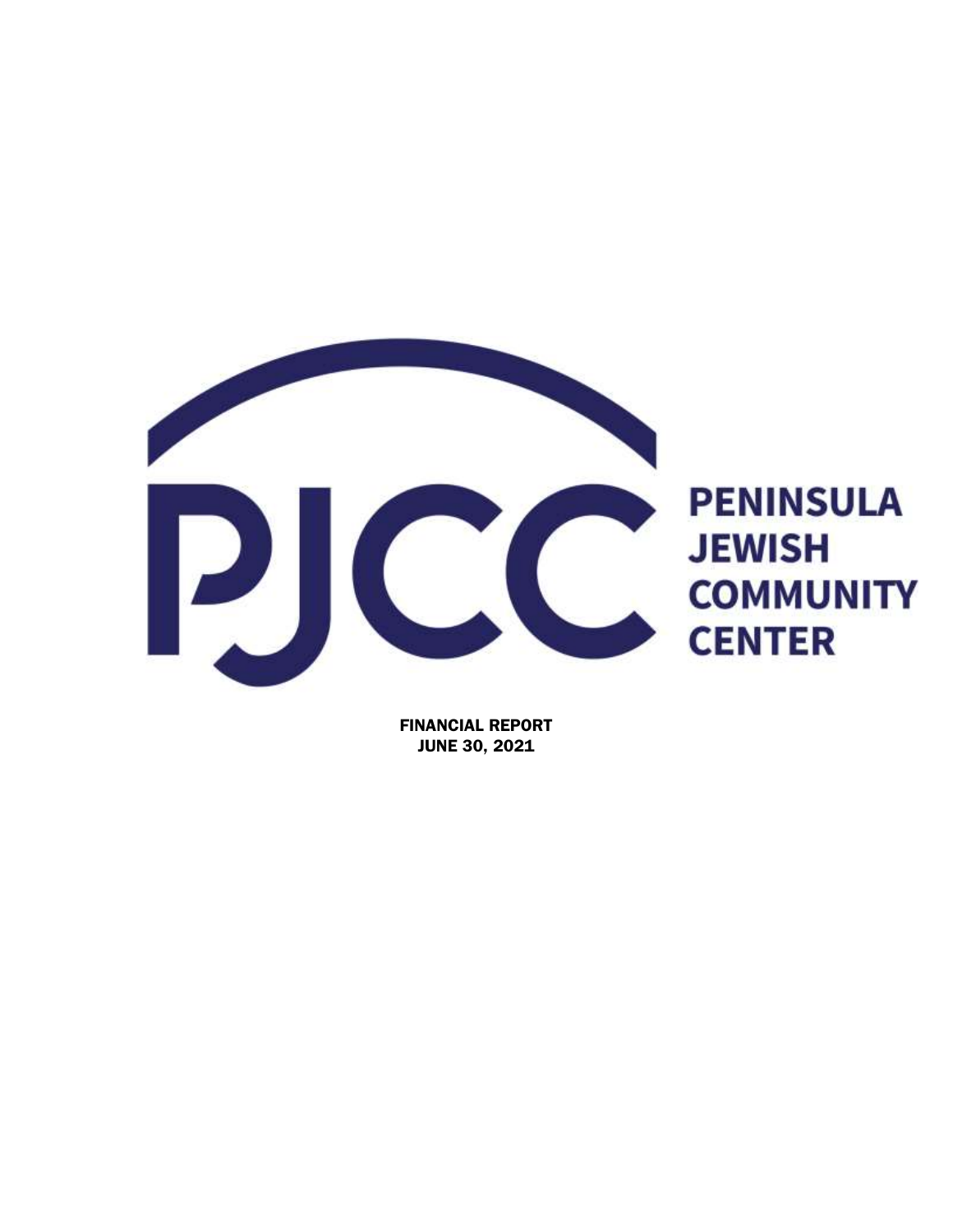PJCC

PENINSULA JEWISH COMMUNITY CENTER

FINANCIAL REPORT
JUNE 30, 2021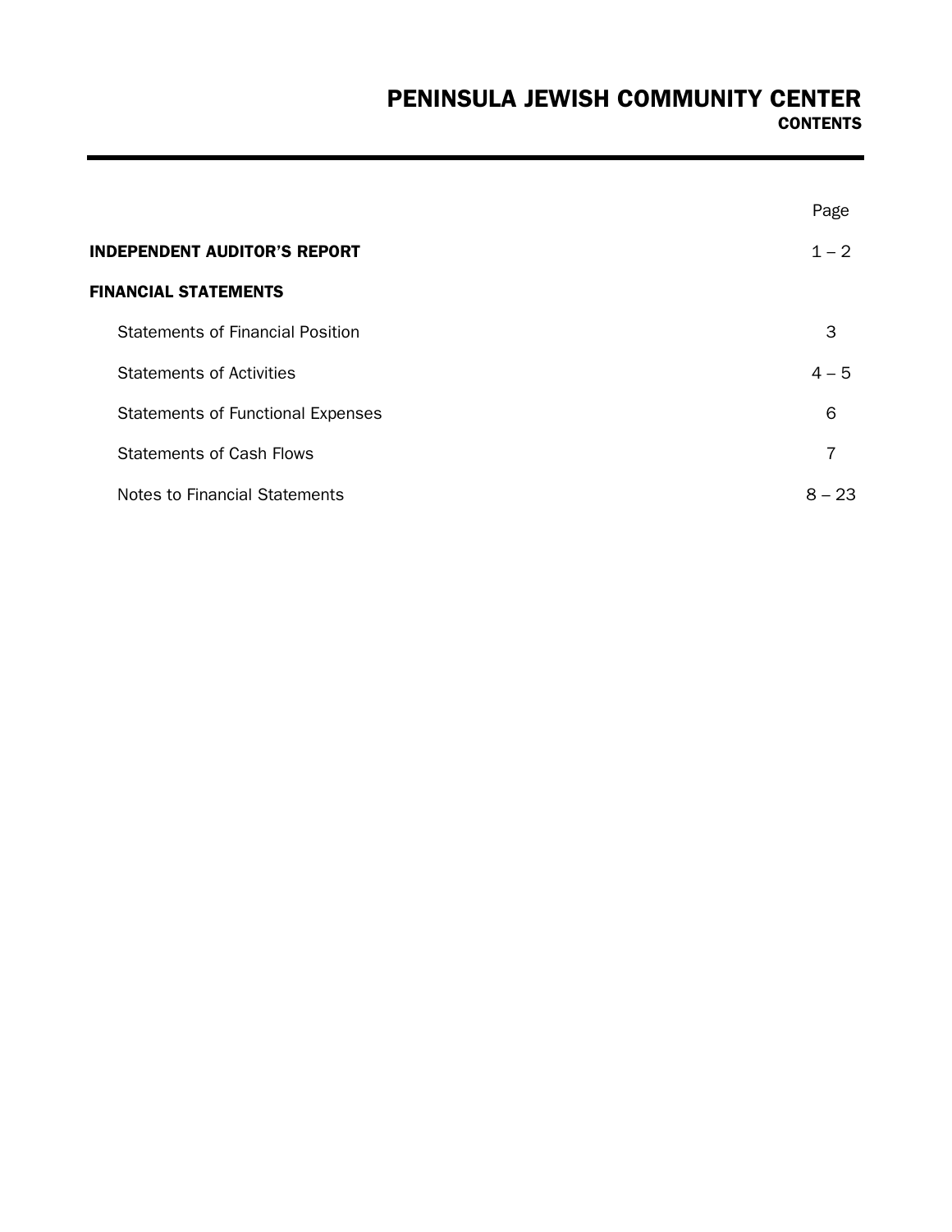# PENINSULA JEWISH COMMUNITY CENTER
## CONTENTS

| | Page |
|---|---|
| **INDEPENDENT AUDITOR'S REPORT** | 1 – 2 |
| **FINANCIAL STATEMENTS** | |
| Statements of Financial Position | 3 |
| Statements of Activities | 4 – 5 |
| Statements of Functional Expenses | 6 |
| Statements of Cash Flows | 7 |
| Notes to Financial Statements | 8 – 23 |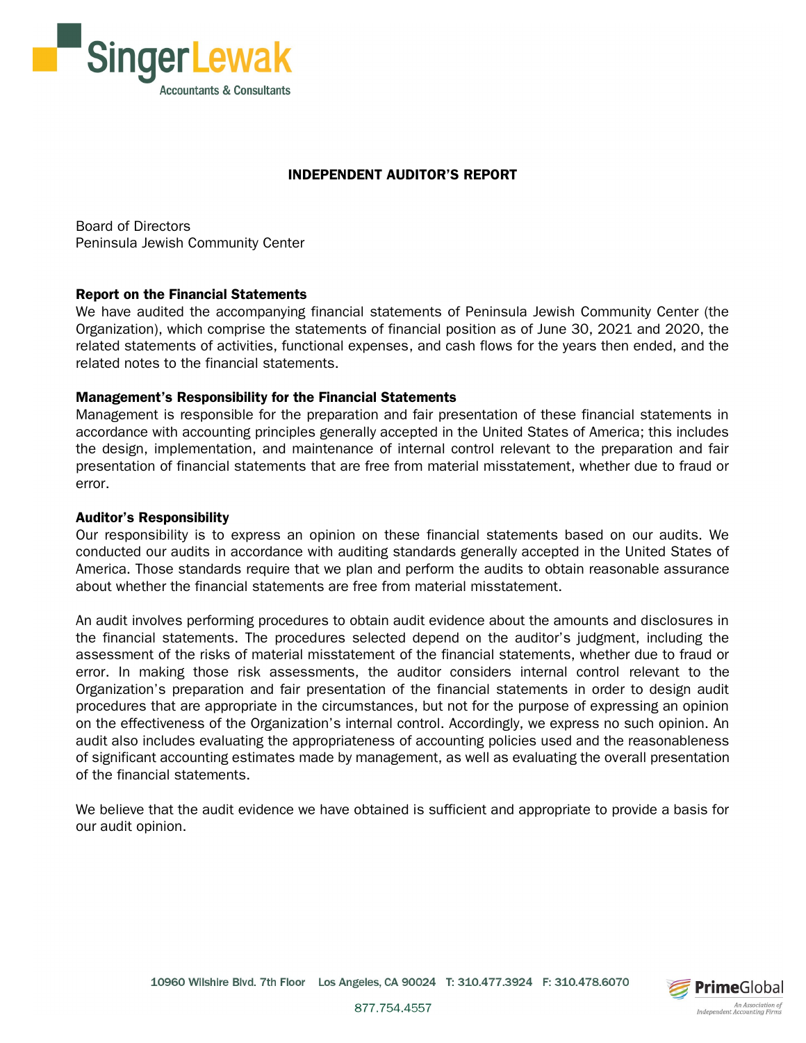SingerLewak
Accountants & Consultants

## INDEPENDENT AUDITOR'S REPORT

Board of Directors
Peninsula Jewish Community Center

**Report on the Financial Statements**
We have audited the accompanying financial statements of Peninsula Jewish Community Center (the Organization), which comprise the statements of financial position as of June 30, 2021 and 2020, the related statements of activities, functional expenses, and cash flows for the years then ended, and the related notes to the financial statements.

**Management's Responsibility for the Financial Statements**
Management is responsible for the preparation and fair presentation of these financial statements in accordance with accounting principles generally accepted in the United States of America; this includes the design, implementation, and maintenance of internal control relevant to the preparation and fair presentation of financial statements that are free from material misstatement, whether due to fraud or error.

**Auditor's Responsibility**
Our responsibility is to express an opinion on these financial statements based on our audits. We conducted our audits in accordance with auditing standards generally accepted in the United States of America. Those standards require that we plan and perform the audits to obtain reasonable assurance about whether the financial statements are free from material misstatement.

An audit involves performing procedures to obtain audit evidence about the amounts and disclosures in the financial statements. The procedures selected depend on the auditor's judgment, including the assessment of the risks of material misstatement of the financial statements, whether due to fraud or error. In making those risk assessments, the auditor considers internal control relevant to the Organization's preparation and fair presentation of the financial statements in order to design audit procedures that are appropriate in the circumstances, but not for the purpose of expressing an opinion on the effectiveness of the Organization's internal control. Accordingly, we express no such opinion. An audit also includes evaluating the appropriateness of accounting policies used and the reasonableness of significant accounting estimates made by management, as well as evaluating the overall presentation of the financial statements.

We believe that the audit evidence we have obtained is sufficient and appropriate to provide a basis for our audit opinion.

10960 Wilshire Blvd. 7th Floor Los Angeles, CA 90024 T: 310.477.3924 F: 310.478.6070
877.754.4557

PrimeGlobal
An Association of Independent Accounting Firms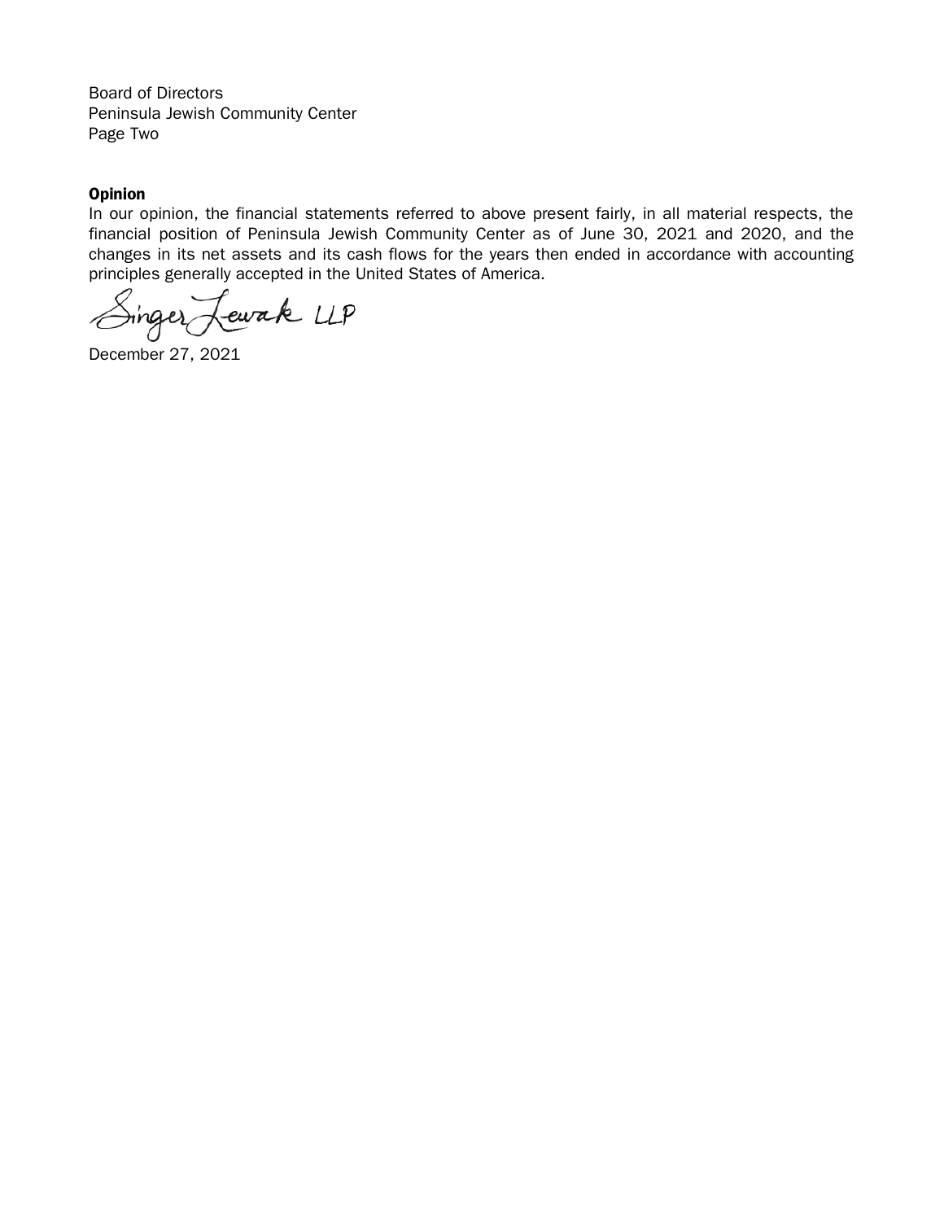Board of Directors
Peninsula Jewish Community Center
Page Two

**Opinion**

In our opinion, the financial statements referred to above present fairly, in all material respects, the financial position of Peninsula Jewish Community Center as of June 30, 2021 and 2020, and the changes in its net assets and its cash flows for the years then ended in accordance with accounting principles generally accepted in the United States of America.

Singer Lewak LLP

December 27, 2021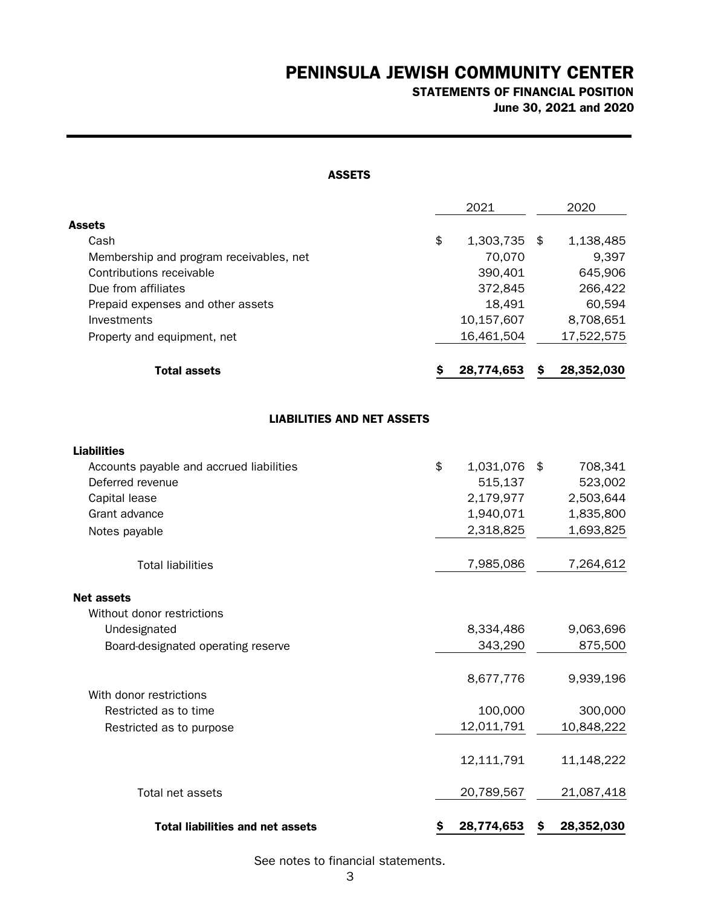# PENINSULA JEWISH COMMUNITY CENTER

## STATEMENTS OF FINANCIAL POSITION

### June 30, 2021 and 2020

#### ASSETS

| | 2021 | 2020 |
|---|---|---|
| **Assets** | | |
| Cash | $ 1,303,735 | $ 1,138,485 |
| Membership and program receivables, net | 70,070 | 9,397 |
| Contributions receivable | 390,401 | 645,906 |
| Due from affiliates | 372,845 | 266,422 |
| Prepaid expenses and other assets | 18,491 | 60,594 |
| Investments | 10,157,607 | 8,708,651 |
| Property and equipment, net | 16,461,504 | 17,522,575 |
| **Total assets** | **$ 28,774,653** | **$ 28,352,030** |

#### LIABILITIES AND NET ASSETS

| | 2021 | 2020 |
|---|---|---|
| **Liabilities** | | |
| Accounts payable and accrued liabilities | $ 1,031,076 | $ 708,341 |
| Deferred revenue | 515,137 | 523,002 |
| Capital lease | 2,179,977 | 2,503,644 |
| Grant advance | 1,940,071 | 1,835,800 |
| Notes payable | 2,318,825 | 1,693,825 |
| Total liabilities | 7,985,086 | 7,264,612 |
| **Net assets** | | |
| Without donor restrictions | | |
| Undesignated | 8,334,486 | 9,063,696 |
| Board-designated operating reserve | 343,290 | 875,500 |
| | 8,677,776 | 9,939,196 |
| With donor restrictions | | |
| Restricted as to time | 100,000 | 300,000 |
| Restricted as to purpose | 12,011,791 | 10,848,222 |
| | 12,111,791 | 11,148,222 |
| Total net assets | 20,789,567 | 21,087,418 |
| **Total liabilities and net assets** | **$ 28,774,653** | **$ 28,352,030** |

See notes to financial statements.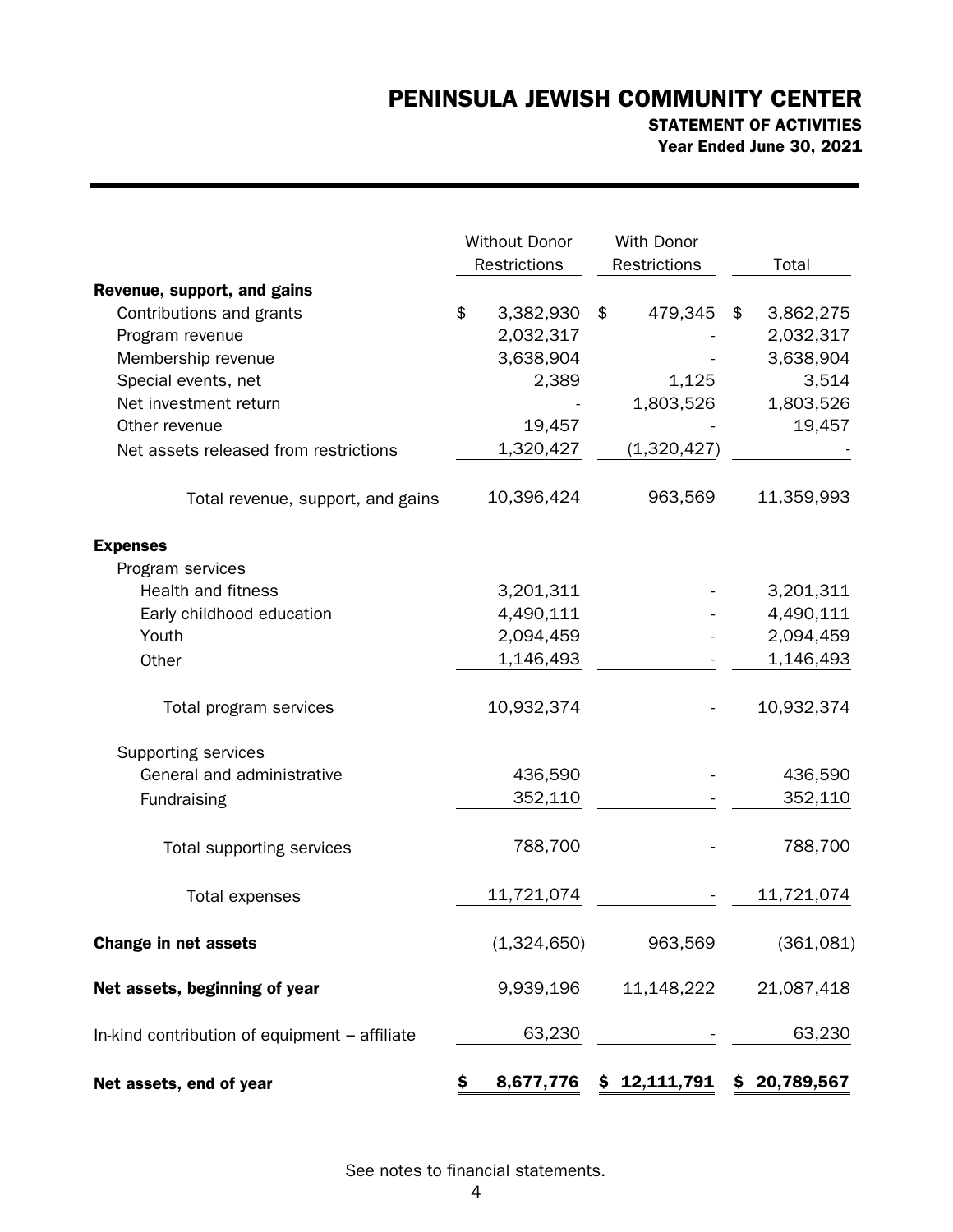# PENINSULA JEWISH COMMUNITY CENTER

## STATEMENT OF ACTIVITIES

### Year Ended June 30, 2021

| | Without Donor Restrictions | With Donor Restrictions | Total |
|---|---|---|---|
| **Revenue, support, and gains** | | | |
| Contributions and grants | $ 3,382,930 | $ 479,345 | $ 3,862,275 |
| Program revenue | 2,032,317 | - | 2,032,317 |
| Membership revenue | 3,638,904 | - | 3,638,904 |
| Special events, net | 2,389 | 1,125 | 3,514 |
| Net investment return | - | 1,803,526 | 1,803,526 |
| Other revenue | 19,457 | - | 19,457 |
| Net assets released from restrictions | 1,320,427 | (1,320,427) | - |
| Total revenue, support, and gains | 10,396,424 | 963,569 | 11,359,993 |
| **Expenses** | | | |
| Program services | | | |
| Health and fitness | 3,201,311 | - | 3,201,311 |
| Early childhood education | 4,490,111 | - | 4,490,111 |
| Youth | 2,094,459 | - | 2,094,459 |
| Other | 1,146,493 | - | 1,146,493 |
| Total program services | 10,932,374 | - | 10,932,374 |
| Supporting services | | | |
| General and administrative | 436,590 | - | 436,590 |
| Fundraising | 352,110 | - | 352,110 |
| Total supporting services | 788,700 | - | 788,700 |
| Total expenses | 11,721,074 | - | 11,721,074 |
| **Change in net assets** | (1,324,650) | 963,569 | (361,081) |
| **Net assets, beginning of year** | 9,939,196 | 11,148,222 | 21,087,418 |
| In-kind contribution of equipment – affiliate | 63,230 | - | 63,230 |
| **Net assets, end of year** | **$ 8,677,776** | **$ 12,111,791** | **$ 20,789,567** |

See notes to financial statements.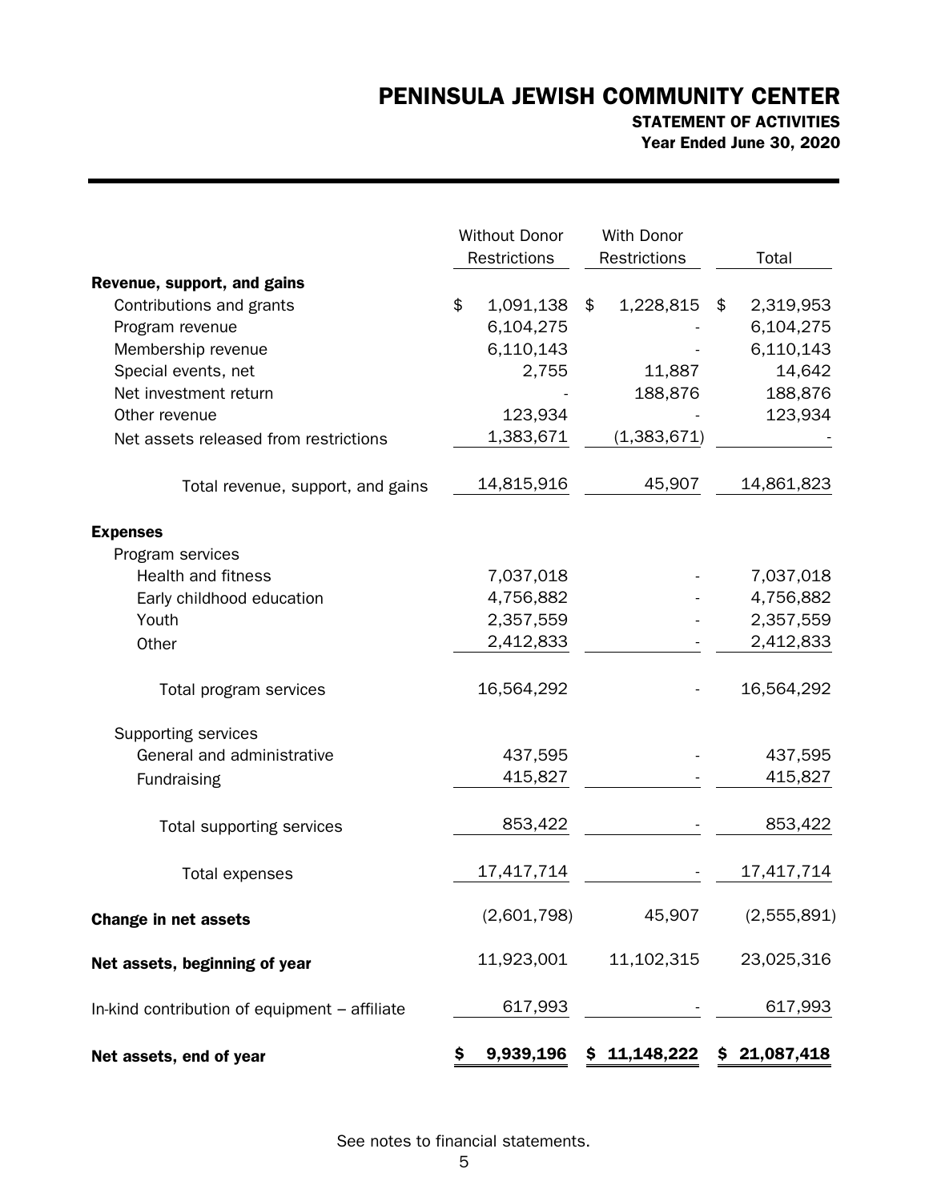# PENINSULA JEWISH COMMUNITY CENTER

### STATEMENT OF ACTIVITIES

### Year Ended June 30, 2020

| | Without Donor Restrictions | With Donor Restrictions | Total |
|---|---|---|---|
| **Revenue, support, and gains** | | | |
| Contributions and grants | $ 1,091,138 | $ 1,228,815 | $ 2,319,953 |
| Program revenue | 6,104,275 | - | 6,104,275 |
| Membership revenue | 6,110,143 | - | 6,110,143 |
| Special events, net | 2,755 | 11,887 | 14,642 |
| Net investment return | - | 188,876 | 188,876 |
| Other revenue | 123,934 | - | 123,934 |
| Net assets released from restrictions | 1,383,671 | (1,383,671) | - |
| Total revenue, support, and gains | 14,815,916 | 45,907 | 14,861,823 |
| **Expenses** | | | |
| Program services | | | |
| Health and fitness | 7,037,018 | - | 7,037,018 |
| Early childhood education | 4,756,882 | - | 4,756,882 |
| Youth | 2,357,559 | - | 2,357,559 |
| Other | 2,412,833 | - | 2,412,833 |
| Total program services | 16,564,292 | - | 16,564,292 |
| Supporting services | | | |
| General and administrative | 437,595 | - | 437,595 |
| Fundraising | 415,827 | - | 415,827 |
| Total supporting services | 853,422 | - | 853,422 |
| Total expenses | 17,417,714 | - | 17,417,714 |
| **Change in net assets** | (2,601,798) | 45,907 | (2,555,891) |
| **Net assets, beginning of year** | 11,923,001 | 11,102,315 | 23,025,316 |
| In-kind contribution of equipment – affiliate | 617,993 | - | 617,993 |
| **Net assets, end of year** | **$ 9,939,196** | **$ 11,148,222** | **$ 21,087,418** |

See notes to financial statements.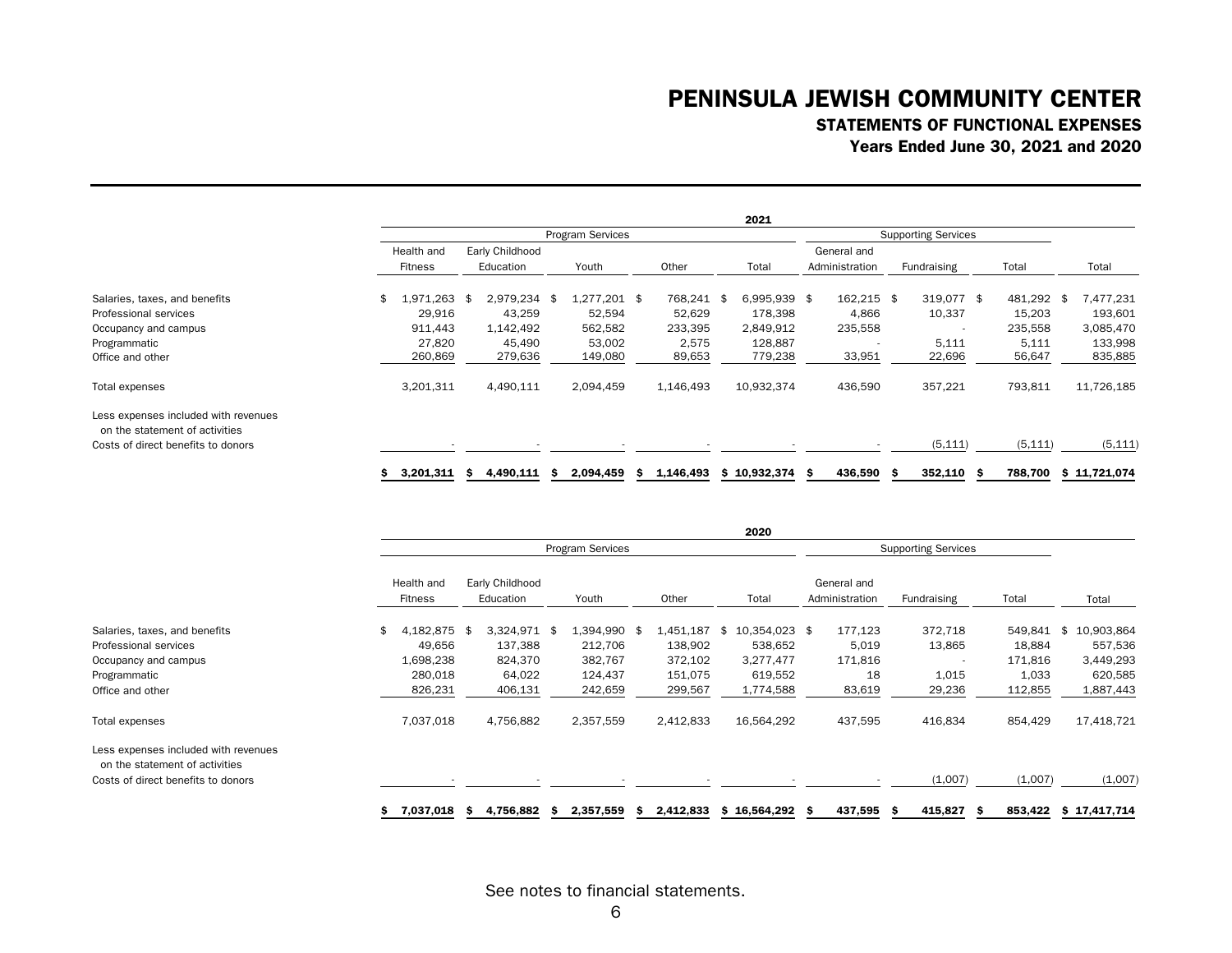# PENINSULA JEWISH COMMUNITY CENTER

## STATEMENTS OF FUNCTIONAL EXPENSES

### Years Ended June 30, 2021 and 2020

**2021**

| | Program Services | | | | | Supporting Services | | | |
|---|---|---|---|---|---|---|---|---|---|
| | Health and Fitness | Early Childhood Education | Youth | Other | Total | General and Administration | Fundraising | Total | Total |
| Salaries, taxes, and benefits | $ 1,971,263 | $ 2,979,234 | $ 1,277,201 | $ 768,241 | $ 6,995,939 | $ 162,215 | $ 319,077 | $ 481,292 | $ 7,477,231 |
| Professional services | 29,916 | 43,259 | 52,594 | 52,629 | 178,398 | 4,866 | 10,337 | 15,203 | 193,601 |
| Occupancy and campus | 911,443 | 1,142,492 | 562,582 | 233,395 | 2,849,912 | 235,558 | - | 235,558 | 3,085,470 |
| Programmatic | 27,820 | 45,490 | 53,002 | 2,575 | 128,887 | - | 5,111 | 5,111 | 133,998 |
| Office and other | 260,869 | 279,636 | 149,080 | 89,653 | 779,238 | 33,951 | 22,696 | 56,647 | 835,885 |
| Total expenses | 3,201,311 | 4,490,111 | 2,094,459 | 1,146,493 | 10,932,374 | 436,590 | 357,221 | 793,811 | 11,726,185 |
| Less expenses included with revenues on the statement of activities | | | | | | | | | |
| Costs of direct benefits to donors | - | - | - | - | - | - | (5,111) | (5,111) | (5,111) |
| | **$ 3,201,311** | **$ 4,490,111** | **$ 2,094,459** | **$ 1,146,493** | **$ 10,932,374** | **$ 436,590** | **$ 352,110** | **$ 788,700** | **$ 11,721,074** |

**2020**

| | Program Services | | | | | Supporting Services | | | |
|---|---|---|---|---|---|---|---|---|---|
| | Health and Fitness | Early Childhood Education | Youth | Other | Total | General and Administration | Fundraising | Total | Total |
| Salaries, taxes, and benefits | $ 4,182,875 | $ 3,324,971 | $ 1,394,990 | $ 1,451,187 | $ 10,354,023 | $ 177,123 | 372,718 | 549,841 | $ 10,903,864 |
| Professional services | 49,656 | 137,388 | 212,706 | 138,902 | 538,652 | 5,019 | 13,865 | 18,884 | 557,536 |
| Occupancy and campus | 1,698,238 | 824,370 | 382,767 | 372,102 | 3,277,477 | 171,816 | - | 171,816 | 3,449,293 |
| Programmatic | 280,018 | 64,022 | 124,437 | 151,075 | 619,552 | 18 | 1,015 | 1,033 | 620,585 |
| Office and other | 826,231 | 406,131 | 242,659 | 299,567 | 1,774,588 | 83,619 | 29,236 | 112,855 | 1,887,443 |
| Total expenses | 7,037,018 | 4,756,882 | 2,357,559 | 2,412,833 | 16,564,292 | 437,595 | 416,834 | 854,429 | 17,418,721 |
| Less expenses included with revenues on the statement of activities | | | | | | | | | |
| Costs of direct benefits to donors | - | - | - | - | - | - | (1,007) | (1,007) | (1,007) |
| | **$ 7,037,018** | **$ 4,756,882** | **$ 2,357,559** | **$ 2,412,833** | **$ 16,564,292** | **$ 437,595** | **$ 415,827** | **$ 853,422** | **$ 17,417,714** |

See notes to financial statements.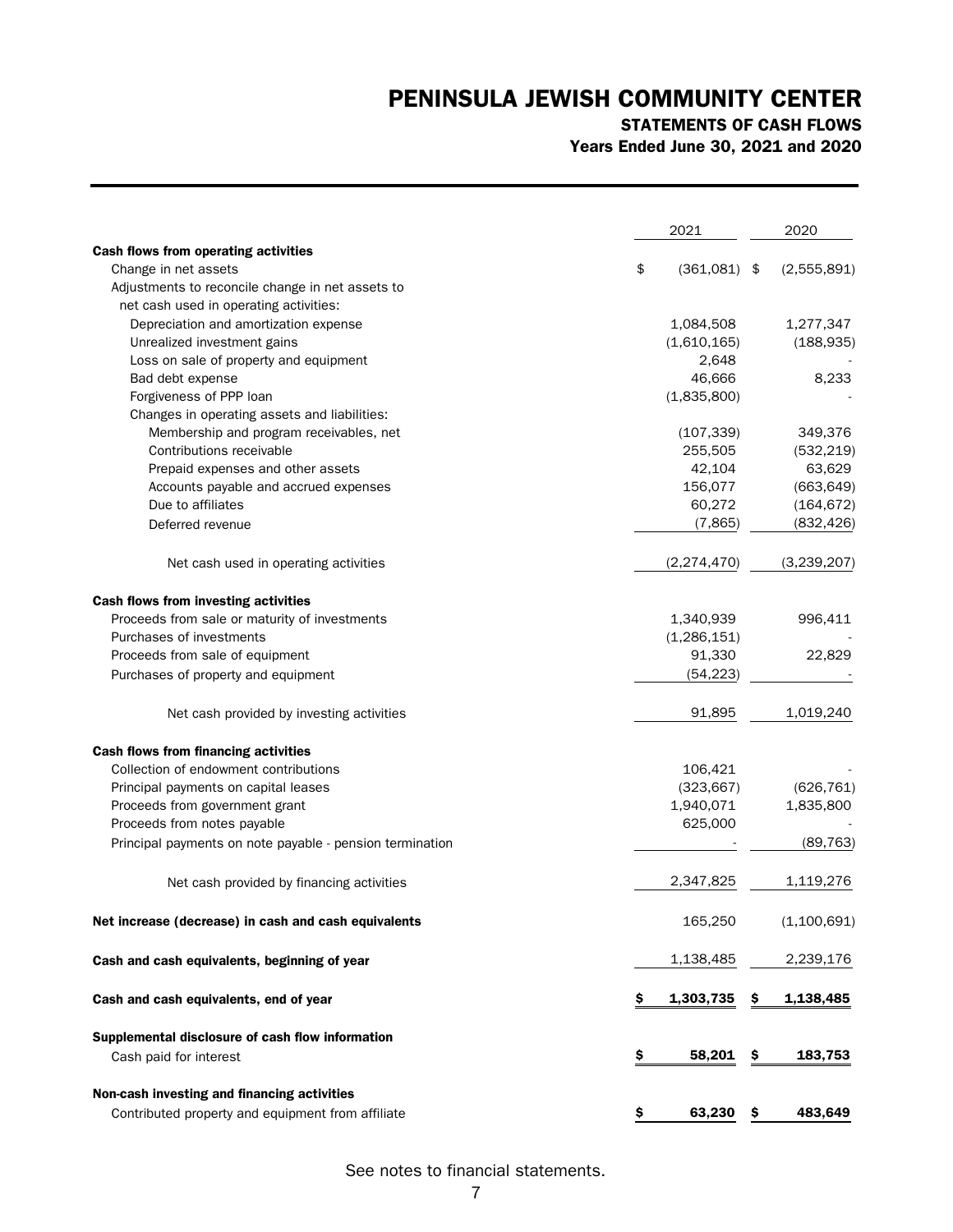# PENINSULA JEWISH COMMUNITY CENTER

## STATEMENTS OF CASH FLOWS

### Years Ended June 30, 2021 and 2020

| | 2021 | 2020 |
|---|---|---|
| **Cash flows from operating activities** | | |
| Change in net assets | $ (361,081) | $ (2,555,891) |
| Adjustments to reconcile change in net assets to net cash used in operating activities: | | |
| Depreciation and amortization expense | 1,084,508 | 1,277,347 |
| Unrealized investment gains | (1,610,165) | (188,935) |
| Loss on sale of property and equipment | 2,648 | - |
| Bad debt expense | 46,666 | 8,233 |
| Forgiveness of PPP loan | (1,835,800) | - |
| Changes in operating assets and liabilities: | | |
| Membership and program receivables, net | (107,339) | 349,376 |
| Contributions receivable | 255,505 | (532,219) |
| Prepaid expenses and other assets | 42,104 | 63,629 |
| Accounts payable and accrued expenses | 156,077 | (663,649) |
| Due to affiliates | 60,272 | (164,672) |
| Deferred revenue | (7,865) | (832,426) |
| Net cash used in operating activities | (2,274,470) | (3,239,207) |
| **Cash flows from investing activities** | | |
| Proceeds from sale or maturity of investments | 1,340,939 | 996,411 |
| Purchases of investments | (1,286,151) | - |
| Proceeds from sale of equipment | 91,330 | 22,829 |
| Purchases of property and equipment | (54,223) | - |
| Net cash provided by investing activities | 91,895 | 1,019,240 |
| **Cash flows from financing activities** | | |
| Collection of endowment contributions | 106,421 | - |
| Principal payments on capital leases | (323,667) | (626,761) |
| Proceeds from government grant | 1,940,071 | 1,835,800 |
| Proceeds from notes payable | 625,000 | - |
| Principal payments on note payable - pension termination | - | (89,763) |
| Net cash provided by financing activities | 2,347,825 | 1,119,276 |
| **Net increase (decrease) in cash and cash equivalents** | 165,250 | (1,100,691) |
| **Cash and cash equivalents, beginning of year** | 1,138,485 | 2,239,176 |
| **Cash and cash equivalents, end of year** | **$ 1,303,735** | **$ 1,138,485** |
| **Supplemental disclosure of cash flow information** | | |
| Cash paid for interest | **$ 58,201** | **$ 183,753** |
| **Non-cash investing and financing activities** | | |
| Contributed property and equipment from affiliate | **$ 63,230** | **$ 483,649** |

See notes to financial statements.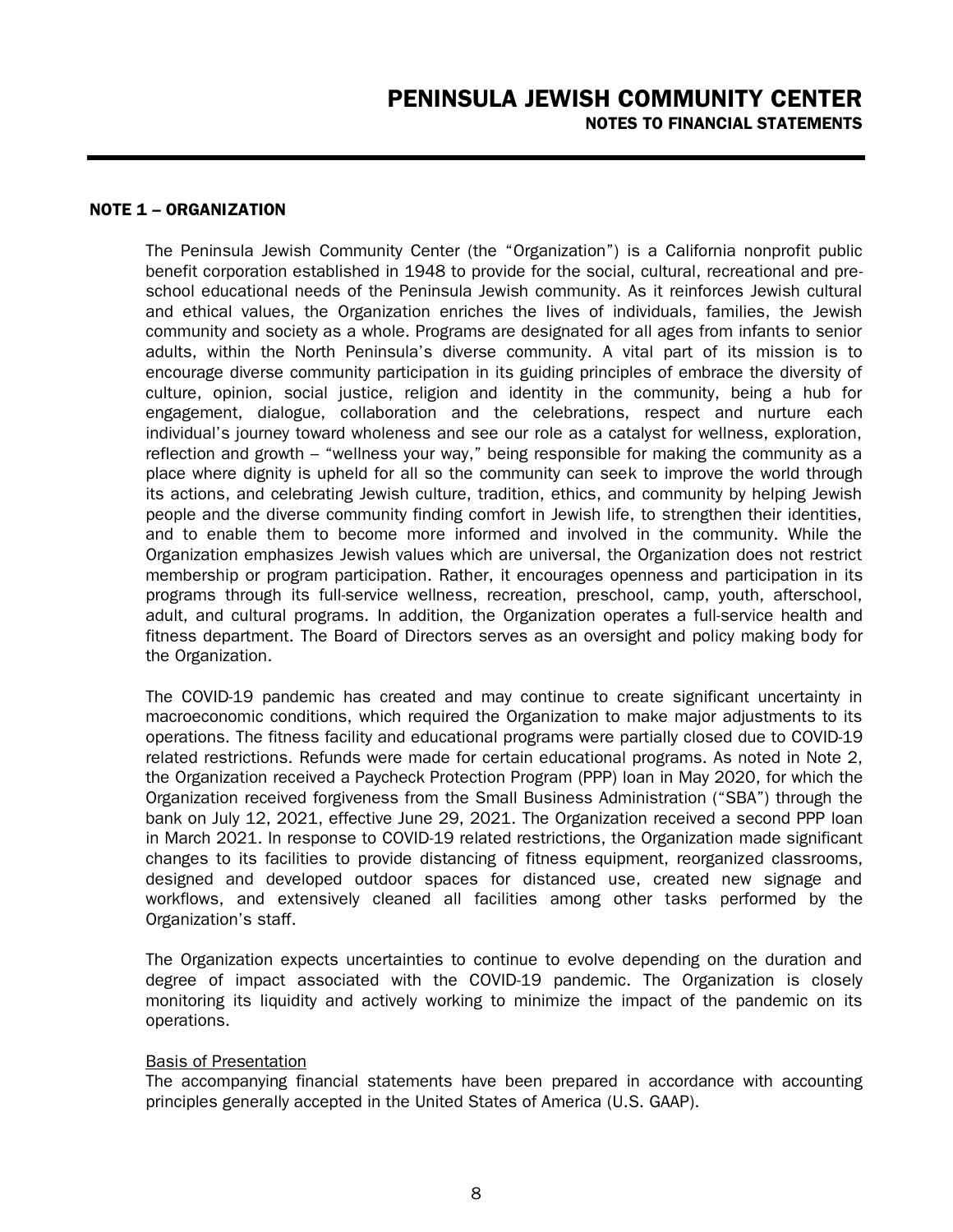## NOTE 1 – ORGANIZATION

The Peninsula Jewish Community Center (the "Organization") is a California nonprofit public benefit corporation established in 1948 to provide for the social, cultural, recreational and pre-school educational needs of the Peninsula Jewish community. As it reinforces Jewish cultural and ethical values, the Organization enriches the lives of individuals, families, the Jewish community and society as a whole. Programs are designated for all ages from infants to senior adults, within the North Peninsula's diverse community. A vital part of its mission is to encourage diverse community participation in its guiding principles of embrace the diversity of culture, opinion, social justice, religion and identity in the community, being a hub for engagement, dialogue, collaboration and the celebrations, respect and nurture each individual's journey toward wholeness and see our role as a catalyst for wellness, exploration, reflection and growth – "wellness your way," being responsible for making the community as a place where dignity is upheld for all so the community can seek to improve the world through its actions, and celebrating Jewish culture, tradition, ethics, and community by helping Jewish people and the diverse community finding comfort in Jewish life, to strengthen their identities, and to enable them to become more informed and involved in the community. While the Organization emphasizes Jewish values which are universal, the Organization does not restrict membership or program participation. Rather, it encourages openness and participation in its programs through its full-service wellness, recreation, preschool, camp, youth, afterschool, adult, and cultural programs. In addition, the Organization operates a full-service health and fitness department. The Board of Directors serves as an oversight and policy making body for the Organization.

The COVID-19 pandemic has created and may continue to create significant uncertainty in macroeconomic conditions, which required the Organization to make major adjustments to its operations. The fitness facility and educational programs were partially closed due to COVID-19 related restrictions. Refunds were made for certain educational programs. As noted in Note 2, the Organization received a Paycheck Protection Program (PPP) loan in May 2020, for which the Organization received forgiveness from the Small Business Administration ("SBA") through the bank on July 12, 2021, effective June 29, 2021. The Organization received a second PPP loan in March 2021. In response to COVID-19 related restrictions, the Organization made significant changes to its facilities to provide distancing of fitness equipment, reorganized classrooms, designed and developed outdoor spaces for distanced use, created new signage and workflows, and extensively cleaned all facilities among other tasks performed by the Organization's staff.

The Organization expects uncertainties to continue to evolve depending on the duration and degree of impact associated with the COVID-19 pandemic. The Organization is closely monitoring its liquidity and actively working to minimize the impact of the pandemic on its operations.

### Basis of Presentation

The accompanying financial statements have been prepared in accordance with accounting principles generally accepted in the United States of America (U.S. GAAP).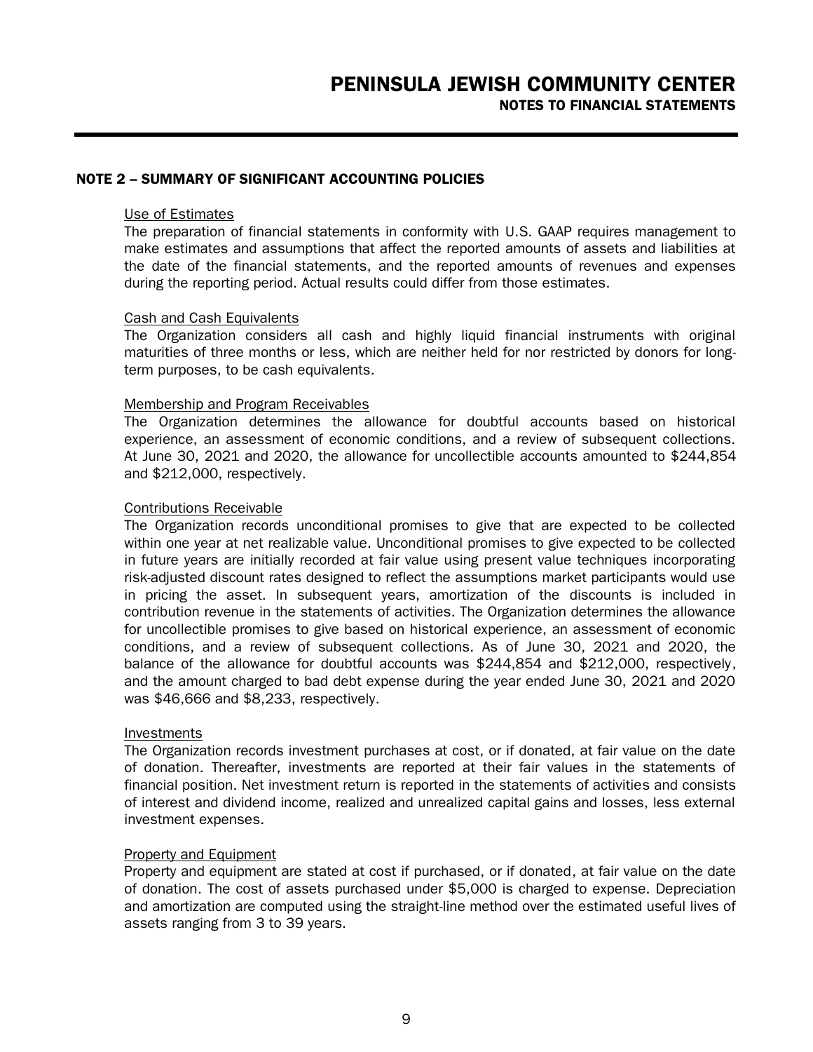## NOTE 2 – SUMMARY OF SIGNIFICANT ACCOUNTING POLICIES

### Use of Estimates

The preparation of financial statements in conformity with U.S. GAAP requires management to make estimates and assumptions that affect the reported amounts of assets and liabilities at the date of the financial statements, and the reported amounts of revenues and expenses during the reporting period. Actual results could differ from those estimates.

### Cash and Cash Equivalents

The Organization considers all cash and highly liquid financial instruments with original maturities of three months or less, which are neither held for nor restricted by donors for long-term purposes, to be cash equivalents.

### Membership and Program Receivables

The Organization determines the allowance for doubtful accounts based on historical experience, an assessment of economic conditions, and a review of subsequent collections. At June 30, 2021 and 2020, the allowance for uncollectible accounts amounted to $244,854 and $212,000, respectively.

### Contributions Receivable

The Organization records unconditional promises to give that are expected to be collected within one year at net realizable value. Unconditional promises to give expected to be collected in future years are initially recorded at fair value using present value techniques incorporating risk-adjusted discount rates designed to reflect the assumptions market participants would use in pricing the asset. In subsequent years, amortization of the discounts is included in contribution revenue in the statements of activities. The Organization determines the allowance for uncollectible promises to give based on historical experience, an assessment of economic conditions, and a review of subsequent collections. As of June 30, 2021 and 2020, the balance of the allowance for doubtful accounts was $244,854 and $212,000, respectively, and the amount charged to bad debt expense during the year ended June 30, 2021 and 2020 was $46,666 and $8,233, respectively.

### Investments

The Organization records investment purchases at cost, or if donated, at fair value on the date of donation. Thereafter, investments are reported at their fair values in the statements of financial position. Net investment return is reported in the statements of activities and consists of interest and dividend income, realized and unrealized capital gains and losses, less external investment expenses.

### Property and Equipment

Property and equipment are stated at cost if purchased, or if donated, at fair value on the date of donation. The cost of assets purchased under $5,000 is charged to expense. Depreciation and amortization are computed using the straight-line method over the estimated useful lives of assets ranging from 3 to 39 years.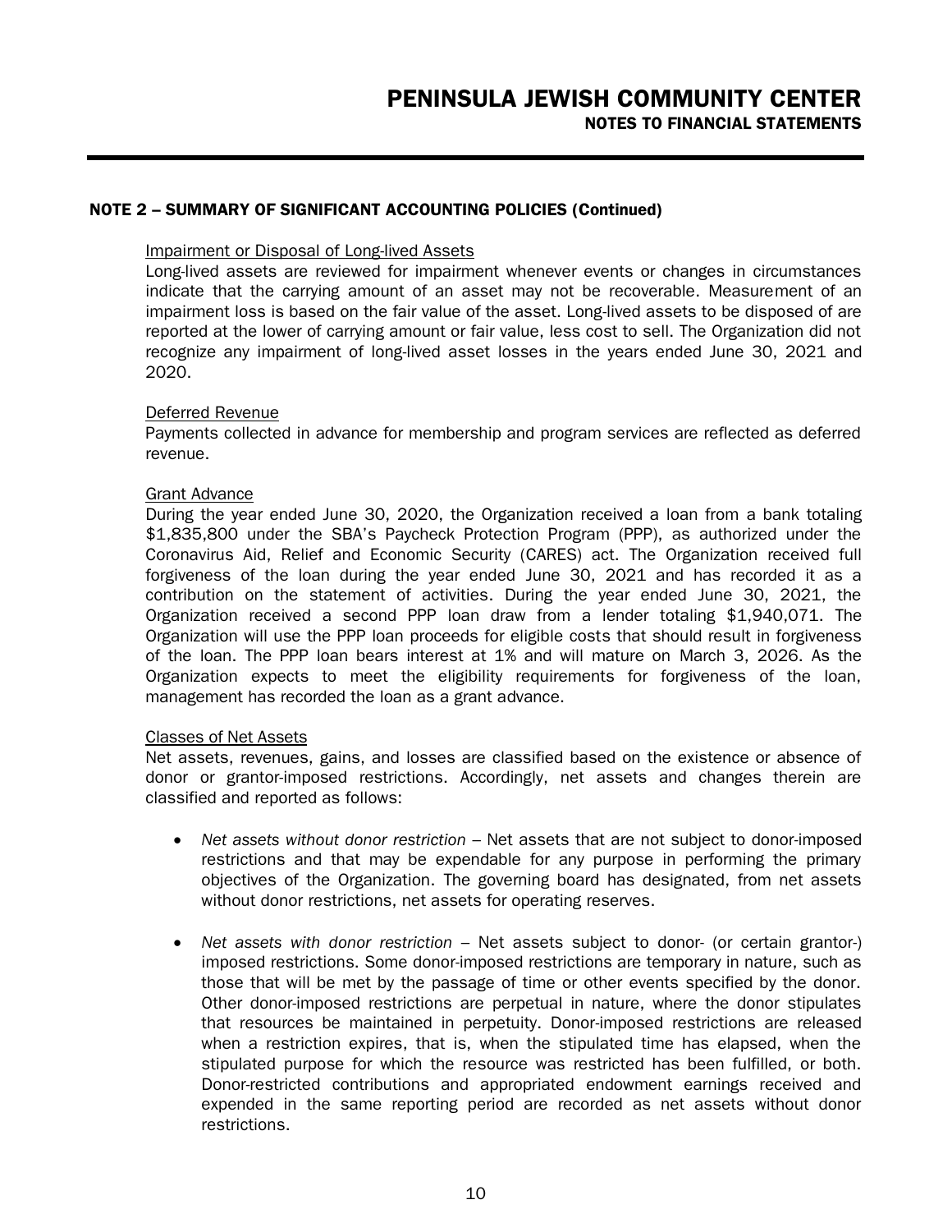## NOTE 2 – SUMMARY OF SIGNIFICANT ACCOUNTING POLICIES (Continued)

Impairment or Disposal of Long-lived Assets

Long-lived assets are reviewed for impairment whenever events or changes in circumstances indicate that the carrying amount of an asset may not be recoverable. Measurement of an impairment loss is based on the fair value of the asset. Long-lived assets to be disposed of are reported at the lower of carrying amount or fair value, less cost to sell. The Organization did not recognize any impairment of long-lived asset losses in the years ended June 30, 2021 and 2020.

Deferred Revenue

Payments collected in advance for membership and program services are reflected as deferred revenue.

Grant Advance

During the year ended June 30, 2020, the Organization received a loan from a bank totaling $1,835,800 under the SBA's Paycheck Protection Program (PPP), as authorized under the Coronavirus Aid, Relief and Economic Security (CARES) act. The Organization received full forgiveness of the loan during the year ended June 30, 2021 and has recorded it as a contribution on the statement of activities. During the year ended June 30, 2021, the Organization received a second PPP loan draw from a lender totaling $1,940,071. The Organization will use the PPP loan proceeds for eligible costs that should result in forgiveness of the loan. The PPP loan bears interest at 1% and will mature on March 3, 2026. As the Organization expects to meet the eligibility requirements for forgiveness of the loan, management has recorded the loan as a grant advance.

Classes of Net Assets

Net assets, revenues, gains, and losses are classified based on the existence or absence of donor or grantor-imposed restrictions. Accordingly, net assets and changes therein are classified and reported as follows:

- *Net assets without donor restriction* – Net assets that are not subject to donor-imposed restrictions and that may be expendable for any purpose in performing the primary objectives of the Organization. The governing board has designated, from net assets without donor restrictions, net assets for operating reserves.

- *Net assets with donor restriction* – Net assets subject to donor- (or certain grantor-) imposed restrictions. Some donor-imposed restrictions are temporary in nature, such as those that will be met by the passage of time or other events specified by the donor. Other donor-imposed restrictions are perpetual in nature, where the donor stipulates that resources be maintained in perpetuity. Donor-imposed restrictions are released when a restriction expires, that is, when the stipulated time has elapsed, when the stipulated purpose for which the resource was restricted has been fulfilled, or both. Donor-restricted contributions and appropriated endowment earnings received and expended in the same reporting period are recorded as net assets without donor restrictions.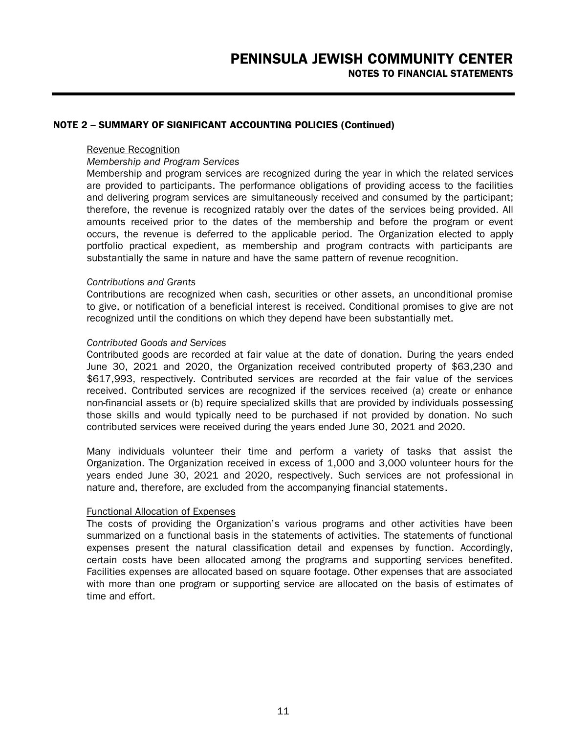## NOTE 2 – SUMMARY OF SIGNIFICANT ACCOUNTING POLICIES (Continued)

Revenue Recognition

*Membership and Program Services*

Membership and program services are recognized during the year in which the related services are provided to participants. The performance obligations of providing access to the facilities and delivering program services are simultaneously received and consumed by the participant; therefore, the revenue is recognized ratably over the dates of the services being provided. All amounts received prior to the dates of the membership and before the program or event occurs, the revenue is deferred to the applicable period. The Organization elected to apply portfolio practical expedient, as membership and program contracts with participants are substantially the same in nature and have the same pattern of revenue recognition.

*Contributions and Grants*

Contributions are recognized when cash, securities or other assets, an unconditional promise to give, or notification of a beneficial interest is received. Conditional promises to give are not recognized until the conditions on which they depend have been substantially met.

*Contributed Goods and Services*

Contributed goods are recorded at fair value at the date of donation. During the years ended June 30, 2021 and 2020, the Organization received contributed property of $63,230 and $617,993, respectively. Contributed services are recorded at the fair value of the services received. Contributed services are recognized if the services received (a) create or enhance non-financial assets or (b) require specialized skills that are provided by individuals possessing those skills and would typically need to be purchased if not provided by donation. No such contributed services were received during the years ended June 30, 2021 and 2020.

Many individuals volunteer their time and perform a variety of tasks that assist the Organization. The Organization received in excess of 1,000 and 3,000 volunteer hours for the years ended June 30, 2021 and 2020, respectively. Such services are not professional in nature and, therefore, are excluded from the accompanying financial statements.

Functional Allocation of Expenses

The costs of providing the Organization's various programs and other activities have been summarized on a functional basis in the statements of activities. The statements of functional expenses present the natural classification detail and expenses by function. Accordingly, certain costs have been allocated among the programs and supporting services benefited. Facilities expenses are allocated based on square footage. Other expenses that are associated with more than one program or supporting service are allocated on the basis of estimates of time and effort.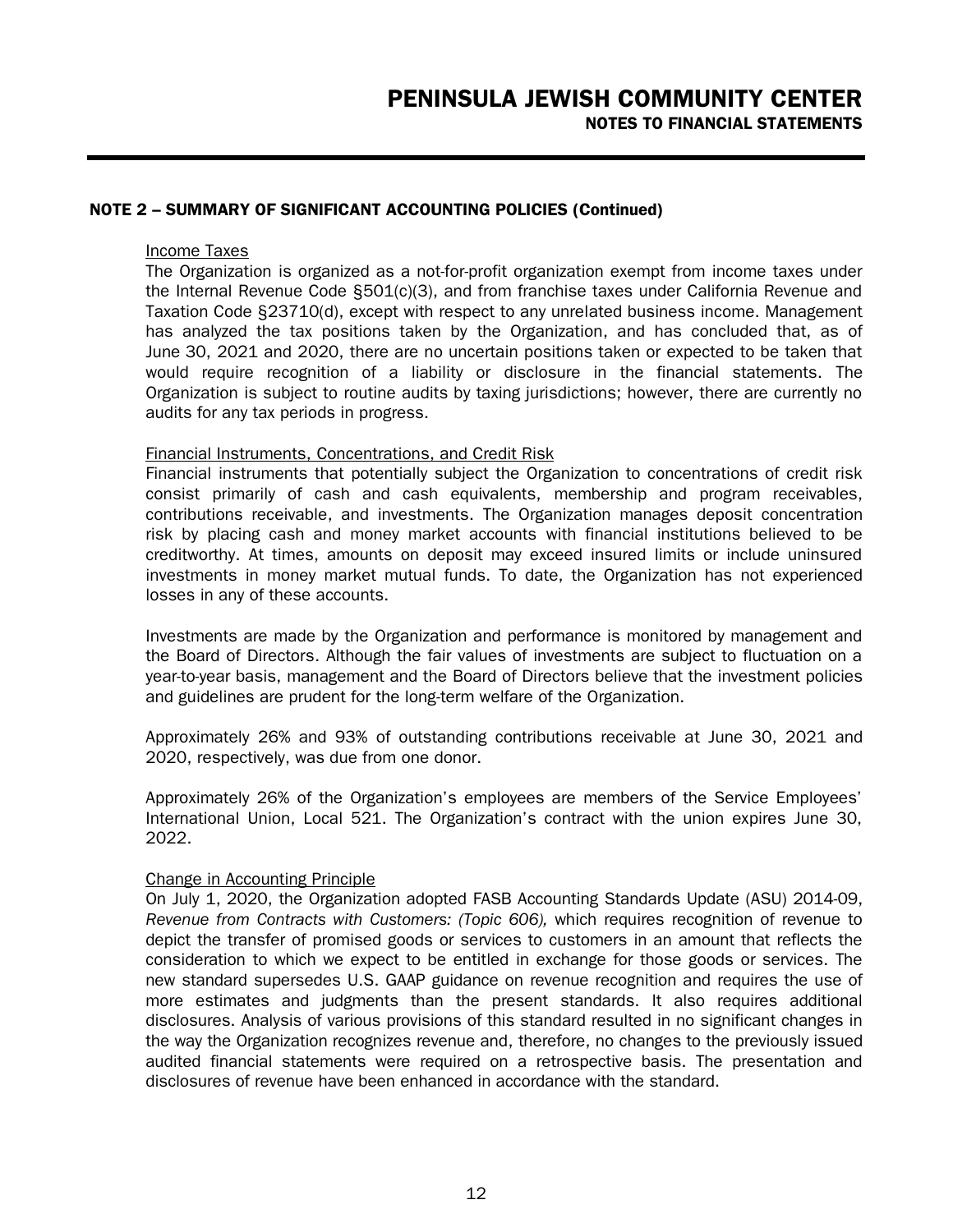## NOTE 2 – SUMMARY OF SIGNIFICANT ACCOUNTING POLICIES (Continued)

Income Taxes

The Organization is organized as a not-for-profit organization exempt from income taxes under the Internal Revenue Code §501(c)(3), and from franchise taxes under California Revenue and Taxation Code §23710(d), except with respect to any unrelated business income. Management has analyzed the tax positions taken by the Organization, and has concluded that, as of June 30, 2021 and 2020, there are no uncertain positions taken or expected to be taken that would require recognition of a liability or disclosure in the financial statements. The Organization is subject to routine audits by taxing jurisdictions; however, there are currently no audits for any tax periods in progress.

Financial Instruments, Concentrations, and Credit Risk

Financial instruments that potentially subject the Organization to concentrations of credit risk consist primarily of cash and cash equivalents, membership and program receivables, contributions receivable, and investments. The Organization manages deposit concentration risk by placing cash and money market accounts with financial institutions believed to be creditworthy. At times, amounts on deposit may exceed insured limits or include uninsured investments in money market mutual funds. To date, the Organization has not experienced losses in any of these accounts.

Investments are made by the Organization and performance is monitored by management and the Board of Directors. Although the fair values of investments are subject to fluctuation on a year-to-year basis, management and the Board of Directors believe that the investment policies and guidelines are prudent for the long-term welfare of the Organization.

Approximately 26% and 93% of outstanding contributions receivable at June 30, 2021 and 2020, respectively, was due from one donor.

Approximately 26% of the Organization's employees are members of the Service Employees' International Union, Local 521. The Organization's contract with the union expires June 30, 2022.

Change in Accounting Principle

On July 1, 2020, the Organization adopted FASB Accounting Standards Update (ASU) 2014-09, *Revenue from Contracts with Customers: (Topic 606),* which requires recognition of revenue to depict the transfer of promised goods or services to customers in an amount that reflects the consideration to which we expect to be entitled in exchange for those goods or services. The new standard supersedes U.S. GAAP guidance on revenue recognition and requires the use of more estimates and judgments than the present standards. It also requires additional disclosures. Analysis of various provisions of this standard resulted in no significant changes in the way the Organization recognizes revenue and, therefore, no changes to the previously issued audited financial statements were required on a retrospective basis. The presentation and disclosures of revenue have been enhanced in accordance with the standard.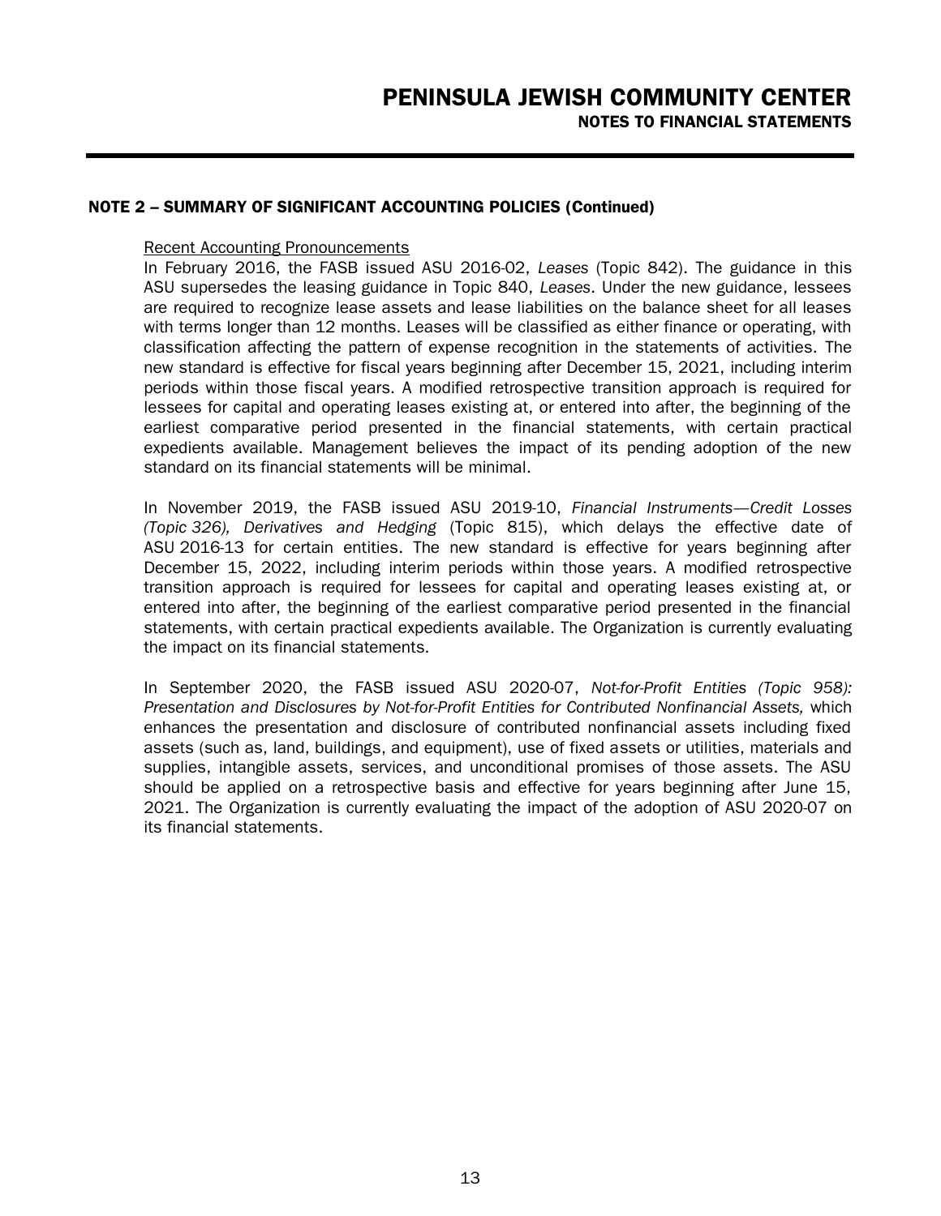## NOTE 2 – SUMMARY OF SIGNIFICANT ACCOUNTING POLICIES (Continued)

Recent Accounting Pronouncements

In February 2016, the FASB issued ASU 2016-02, *Leases* (Topic 842). The guidance in this ASU supersedes the leasing guidance in Topic 840, *Leases*. Under the new guidance, lessees are required to recognize lease assets and lease liabilities on the balance sheet for all leases with terms longer than 12 months. Leases will be classified as either finance or operating, with classification affecting the pattern of expense recognition in the statements of activities. The new standard is effective for fiscal years beginning after December 15, 2021, including interim periods within those fiscal years. A modified retrospective transition approach is required for lessees for capital and operating leases existing at, or entered into after, the beginning of the earliest comparative period presented in the financial statements, with certain practical expedients available. Management believes the impact of its pending adoption of the new standard on its financial statements will be minimal.

In November 2019, the FASB issued ASU 2019-10, *Financial Instruments—Credit Losses (Topic 326), Derivatives and Hedging* (Topic 815), which delays the effective date of ASU 2016-13 for certain entities. The new standard is effective for years beginning after December 15, 2022, including interim periods within those years. A modified retrospective transition approach is required for lessees for capital and operating leases existing at, or entered into after, the beginning of the earliest comparative period presented in the financial statements, with certain practical expedients available. The Organization is currently evaluating the impact on its financial statements.

In September 2020, the FASB issued ASU 2020-07, *Not-for-Profit Entities (Topic 958): Presentation and Disclosures by Not-for-Profit Entities for Contributed Nonfinancial Assets,* which enhances the presentation and disclosure of contributed nonfinancial assets including fixed assets (such as, land, buildings, and equipment), use of fixed assets or utilities, materials and supplies, intangible assets, services, and unconditional promises of those assets. The ASU should be applied on a retrospective basis and effective for years beginning after June 15, 2021. The Organization is currently evaluating the impact of the adoption of ASU 2020-07 on its financial statements.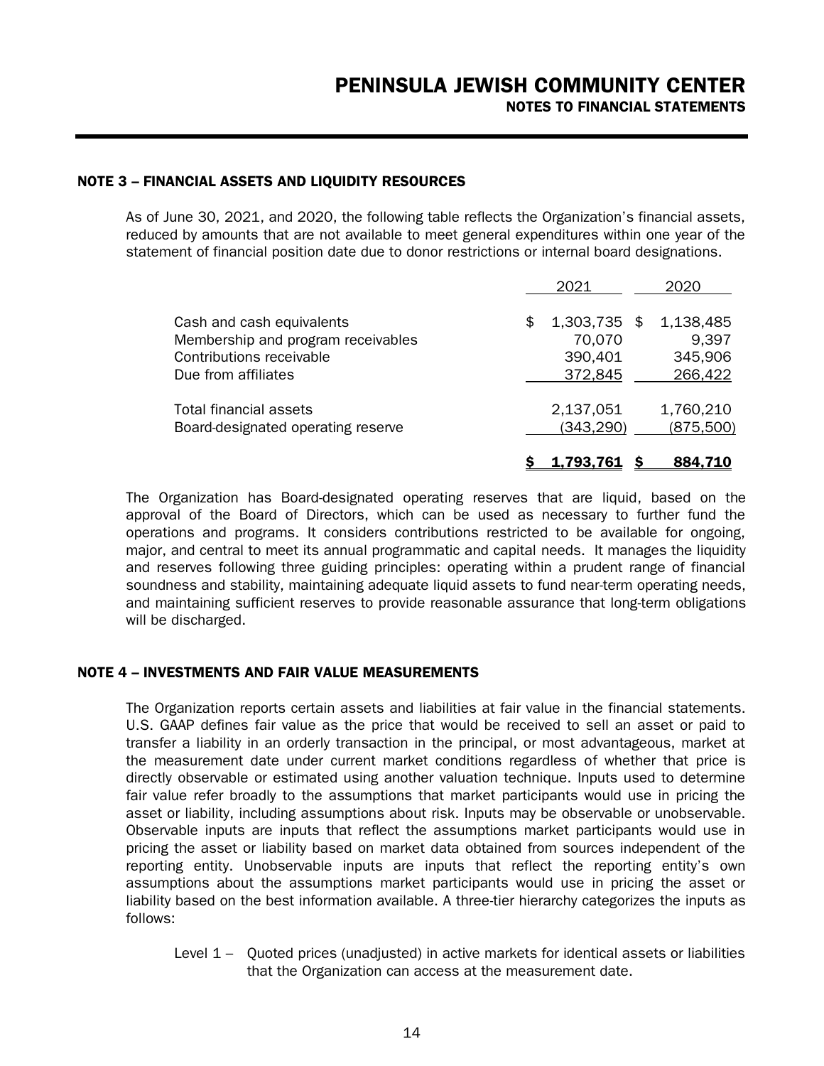## NOTE 3 – FINANCIAL ASSETS AND LIQUIDITY RESOURCES

As of June 30, 2021, and 2020, the following table reflects the Organization's financial assets, reduced by amounts that are not available to meet general expenditures within one year of the statement of financial position date due to donor restrictions or internal board designations.

| | 2021 | 2020 |
|---|---|---|
| Cash and cash equivalents | $ 1,303,735 | $ 1,138,485 |
| Membership and program receivables | 70,070 | 9,397 |
| Contributions receivable | 390,401 | 345,906 |
| Due from affiliates | 372,845 | 266,422 |
| Total financial assets | 2,137,051 | 1,760,210 |
| Board-designated operating reserve | (343,290) | (875,500) |
| | $ 1,793,761 | $ 884,710 |

The Organization has Board-designated operating reserves that are liquid, based on the approval of the Board of Directors, which can be used as necessary to further fund the operations and programs. It considers contributions restricted to be available for ongoing, major, and central to meet its annual programmatic and capital needs. It manages the liquidity and reserves following three guiding principles: operating within a prudent range of financial soundness and stability, maintaining adequate liquid assets to fund near-term operating needs, and maintaining sufficient reserves to provide reasonable assurance that long-term obligations will be discharged.

## NOTE 4 – INVESTMENTS AND FAIR VALUE MEASUREMENTS

The Organization reports certain assets and liabilities at fair value in the financial statements. U.S. GAAP defines fair value as the price that would be received to sell an asset or paid to transfer a liability in an orderly transaction in the principal, or most advantageous, market at the measurement date under current market conditions regardless of whether that price is directly observable or estimated using another valuation technique. Inputs used to determine fair value refer broadly to the assumptions that market participants would use in pricing the asset or liability, including assumptions about risk. Inputs may be observable or unobservable. Observable inputs are inputs that reflect the assumptions market participants would use in pricing the asset or liability based on market data obtained from sources independent of the reporting entity. Unobservable inputs are inputs that reflect the reporting entity's own assumptions about the assumptions market participants would use in pricing the asset or liability based on the best information available. A three-tier hierarchy categorizes the inputs as follows:

Level 1 – Quoted prices (unadjusted) in active markets for identical assets or liabilities that the Organization can access at the measurement date.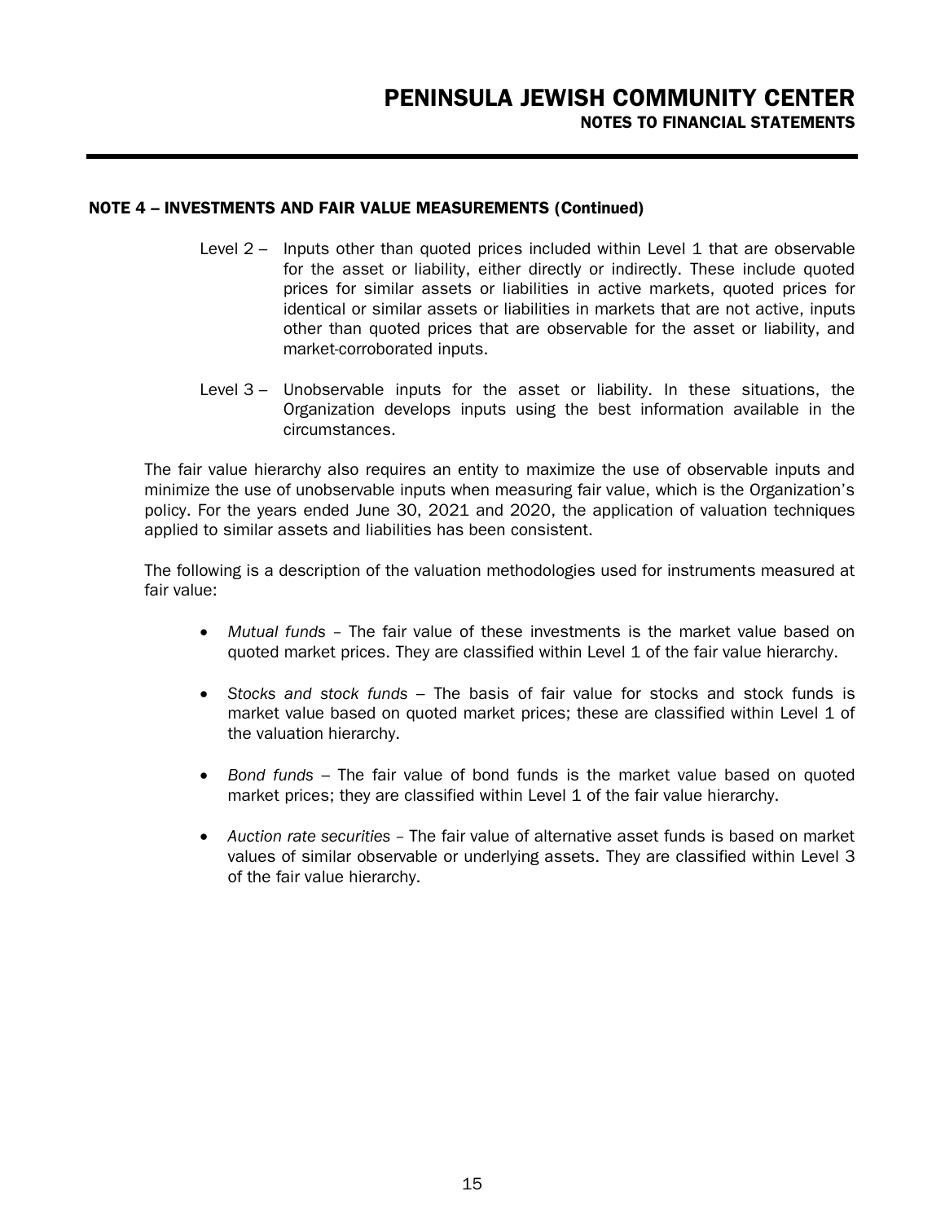## NOTE 4 – INVESTMENTS AND FAIR VALUE MEASUREMENTS (Continued)

Level 2 – Inputs other than quoted prices included within Level 1 that are observable for the asset or liability, either directly or indirectly. These include quoted prices for similar assets or liabilities in active markets, quoted prices for identical or similar assets or liabilities in markets that are not active, inputs other than quoted prices that are observable for the asset or liability, and market-corroborated inputs.

Level 3 – Unobservable inputs for the asset or liability. In these situations, the Organization develops inputs using the best information available in the circumstances.

The fair value hierarchy also requires an entity to maximize the use of observable inputs and minimize the use of unobservable inputs when measuring fair value, which is the Organization's policy. For the years ended June 30, 2021 and 2020, the application of valuation techniques applied to similar assets and liabilities has been consistent.

The following is a description of the valuation methodologies used for instruments measured at fair value:

- *Mutual funds* – The fair value of these investments is the market value based on quoted market prices. They are classified within Level 1 of the fair value hierarchy.
- *Stocks and stock funds* – The basis of fair value for stocks and stock funds is market value based on quoted market prices; these are classified within Level 1 of the valuation hierarchy.
- *Bond funds* – The fair value of bond funds is the market value based on quoted market prices; they are classified within Level 1 of the fair value hierarchy.
- *Auction rate securities* – The fair value of alternative asset funds is based on market values of similar observable or underlying assets. They are classified within Level 3 of the fair value hierarchy.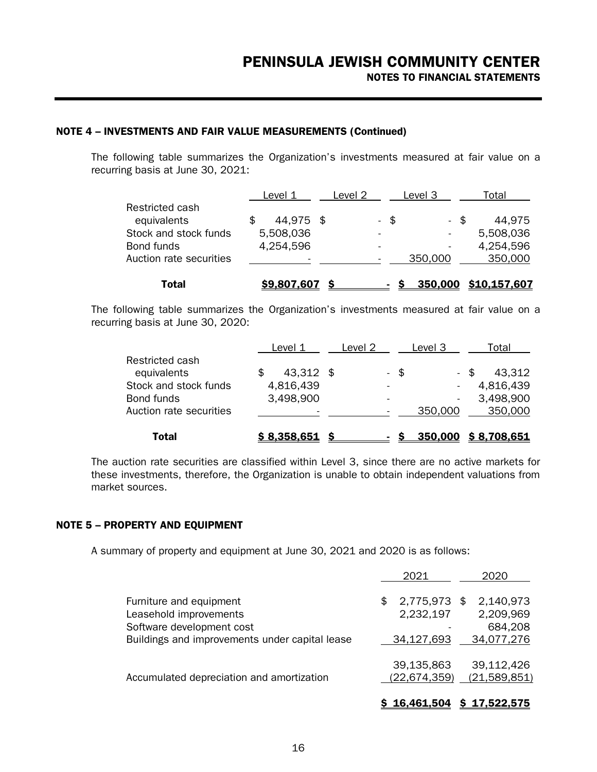## NOTE 4 – INVESTMENTS AND FAIR VALUE MEASUREMENTS (Continued)

The following table summarizes the Organization's investments measured at fair value on a recurring basis at June 30, 2021:

| | Level 1 | Level 2 | Level 3 | Total |
|---|---|---|---|---|
| Restricted cash equivalents | $ 44,975 | $ - | $ - | $ 44,975 |
| Stock and stock funds | 5,508,036 | - | - | 5,508,036 |
| Bond funds | 4,254,596 | - | - | 4,254,596 |
| Auction rate securities | - | - | 350,000 | 350,000 |
| **Total** | **$9,807,607** | **$ -** | **$ 350,000** | **$10,157,607** |

The following table summarizes the Organization's investments measured at fair value on a recurring basis at June 30, 2020:

| | Level 1 | Level 2 | Level 3 | Total |
|---|---|---|---|---|
| Restricted cash equivalents | $ 43,312 | $ - | $ - | $ 43,312 |
| Stock and stock funds | 4,816,439 | - | - | 4,816,439 |
| Bond funds | 3,498,900 | - | - | 3,498,900 |
| Auction rate securities | - | - | 350,000 | 350,000 |
| **Total** | **$ 8,358,651** | **$ -** | **$ 350,000** | **$ 8,708,651** |

The auction rate securities are classified within Level 3, since there are no active markets for these investments, therefore, the Organization is unable to obtain independent valuations from market sources.

## NOTE 5 – PROPERTY AND EQUIPMENT

A summary of property and equipment at June 30, 2021 and 2020 is as follows:

| | 2021 | 2020 |
|---|---|---|
| Furniture and equipment | $ 2,775,973 | $ 2,140,973 |
| Leasehold improvements | 2,232,197 | 2,209,969 |
| Software development cost | - | 684,208 |
| Buildings and improvements under capital lease | 34,127,693 | 34,077,276 |
| | 39,135,863 | 39,112,426 |
| Accumulated depreciation and amortization | (22,674,359) | (21,589,851) |
| | **$ 16,461,504** | **$ 17,522,575** |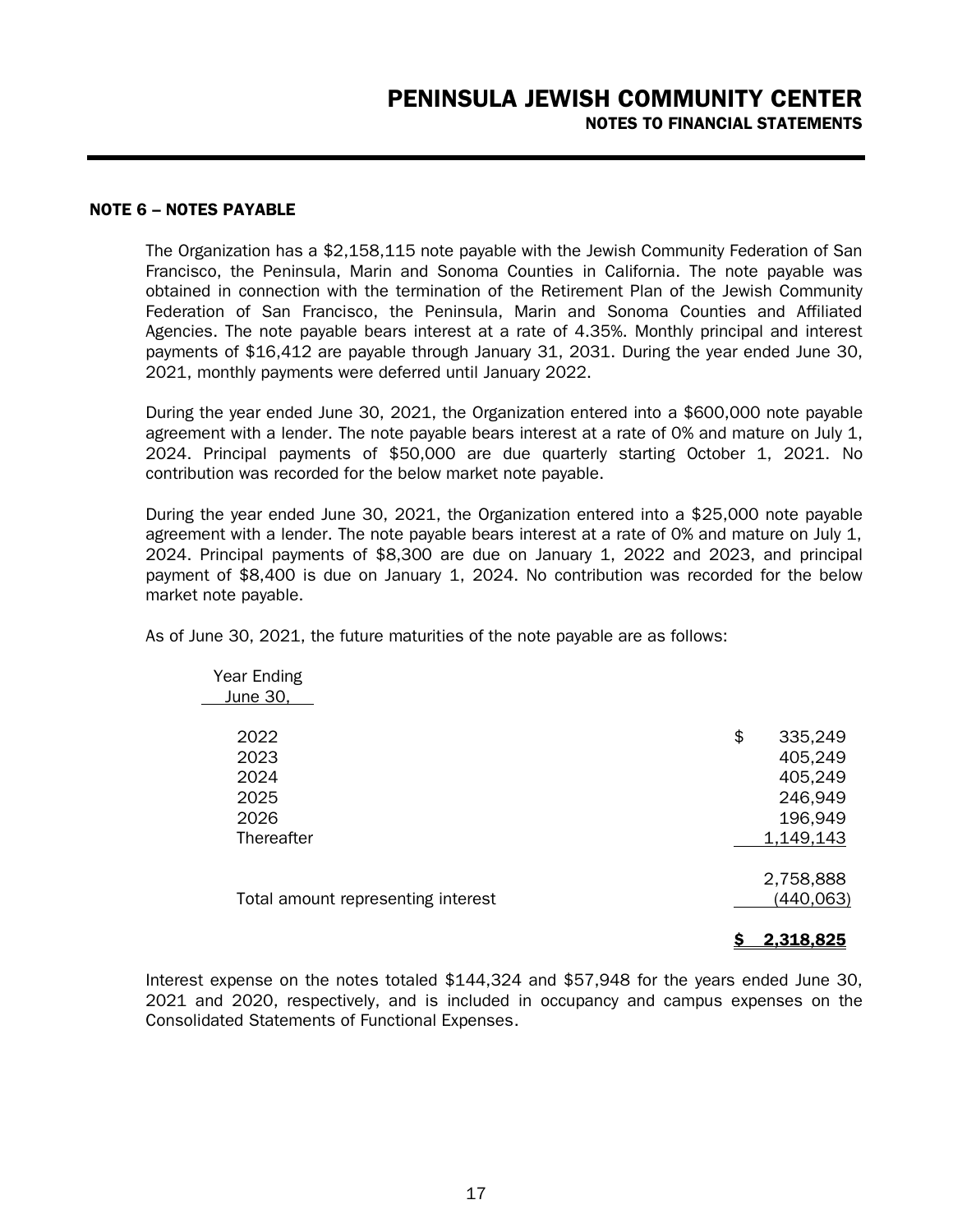## NOTE 6 – NOTES PAYABLE

The Organization has a $2,158,115 note payable with the Jewish Community Federation of San Francisco, the Peninsula, Marin and Sonoma Counties in California. The note payable was obtained in connection with the termination of the Retirement Plan of the Jewish Community Federation of San Francisco, the Peninsula, Marin and Sonoma Counties and Affiliated Agencies. The note payable bears interest at a rate of 4.35%. Monthly principal and interest payments of $16,412 are payable through January 31, 2031. During the year ended June 30, 2021, monthly payments were deferred until January 2022.

During the year ended June 30, 2021, the Organization entered into a $600,000 note payable agreement with a lender. The note payable bears interest at a rate of 0% and mature on July 1, 2024. Principal payments of $50,000 are due quarterly starting October 1, 2021. No contribution was recorded for the below market note payable.

During the year ended June 30, 2021, the Organization entered into a $25,000 note payable agreement with a lender. The note payable bears interest at a rate of 0% and mature on July 1, 2024. Principal payments of $8,300 are due on January 1, 2022 and 2023, and principal payment of $8,400 is due on January 1, 2024. No contribution was recorded for the below market note payable.

As of June 30, 2021, the future maturities of the note payable are as follows:

| Year Ending June 30, | |
|---|---|
| 2022 | $ 335,249 |
| 2023 | 405,249 |
| 2024 | 405,249 |
| 2025 | 246,949 |
| 2026 | 196,949 |
| Thereafter | 1,149,143 |
| | 2,758,888 |
| Total amount representing interest | (440,063) |
| | **$ 2,318,825** |

Interest expense on the notes totaled $144,324 and $57,948 for the years ended June 30, 2021 and 2020, respectively, and is included in occupancy and campus expenses on the Consolidated Statements of Functional Expenses.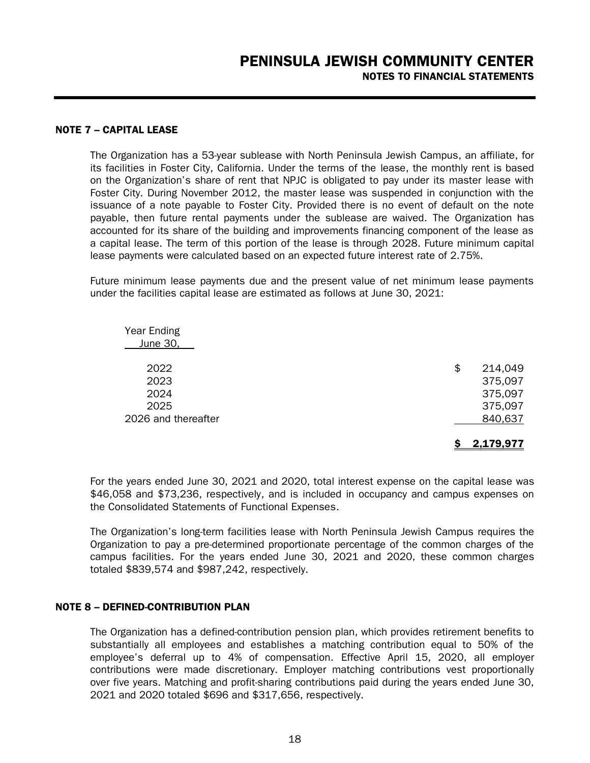# PENINSULA JEWISH COMMUNITY CENTER
## NOTES TO FINANCIAL STATEMENTS

### NOTE 7 – CAPITAL LEASE

The Organization has a 53-year sublease with North Peninsula Jewish Campus, an affiliate, for its facilities in Foster City, California. Under the terms of the lease, the monthly rent is based on the Organization's share of rent that NPJC is obligated to pay under its master lease with Foster City. During November 2012, the master lease was suspended in conjunction with the issuance of a note payable to Foster City. Provided there is no event of default on the note payable, then future rental payments under the sublease are waived. The Organization has accounted for its share of the building and improvements financing component of the lease as a capital lease. The term of this portion of the lease is through 2028. Future minimum capital lease payments were calculated based on an expected future interest rate of 2.75%.

Future minimum lease payments due and the present value of net minimum lease payments under the facilities capital lease are estimated as follows at June 30, 2021:

| Year Ending June 30, | |
|---|---|
| 2022 | $ 214,049 |
| 2023 | 375,097 |
| 2024 | 375,097 |
| 2025 | 375,097 |
| 2026 and thereafter | 840,637 |
| | $ 2,179,977 |

For the years ended June 30, 2021 and 2020, total interest expense on the capital lease was $46,058 and $73,236, respectively, and is included in occupancy and campus expenses on the Consolidated Statements of Functional Expenses.

The Organization's long-term facilities lease with North Peninsula Jewish Campus requires the Organization to pay a pre-determined proportionate percentage of the common charges of the campus facilities. For the years ended June 30, 2021 and 2020, these common charges totaled $839,574 and $987,242, respectively.

### NOTE 8 – DEFINED-CONTRIBUTION PLAN

The Organization has a defined-contribution pension plan, which provides retirement benefits to substantially all employees and establishes a matching contribution equal to 50% of the employee's deferral up to 4% of compensation. Effective April 15, 2020, all employer contributions were made discretionary. Employer matching contributions vest proportionally over five years. Matching and profit-sharing contributions paid during the years ended June 30, 2021 and 2020 totaled $696 and $317,656, respectively.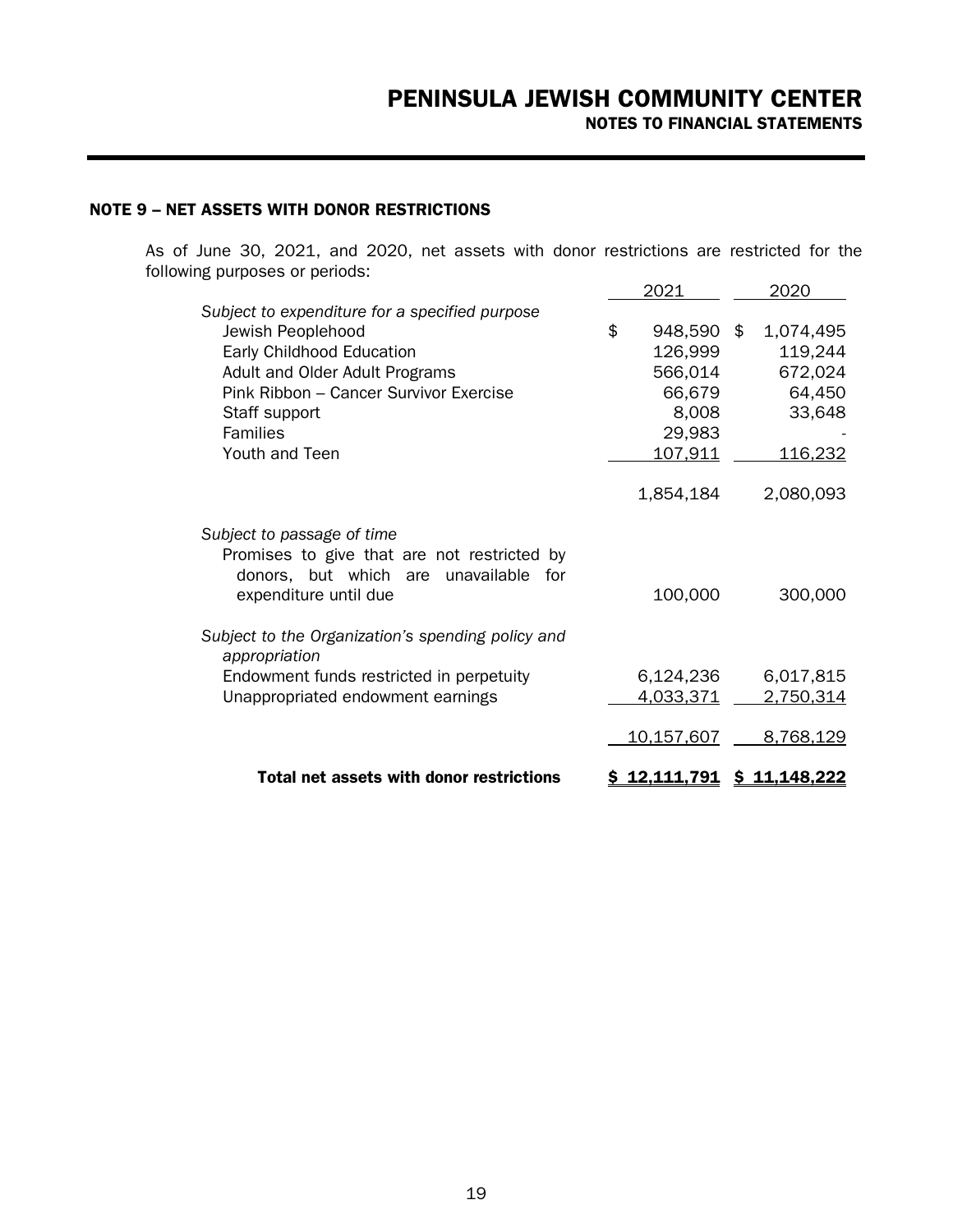## NOTE 9 – NET ASSETS WITH DONOR RESTRICTIONS

As of June 30, 2021, and 2020, net assets with donor restrictions are restricted for the following purposes or periods:

| | 2021 | 2020 |
|---|---|---|
| *Subject to expenditure for a specified purpose* | | |
| Jewish Peoplehood | $ 948,590 | $ 1,074,495 |
| Early Childhood Education | 126,999 | 119,244 |
| Adult and Older Adult Programs | 566,014 | 672,024 |
| Pink Ribbon – Cancer Survivor Exercise | 66,679 | 64,450 |
| Staff support | 8,008 | 33,648 |
| Families | 29,983 | - |
| Youth and Teen | 107,911 | 116,232 |
| | 1,854,184 | 2,080,093 |
| *Subject to passage of time* | | |
| Promises to give that are not restricted by donors, but which are unavailable for expenditure until due | 100,000 | 300,000 |
| *Subject to the Organization's spending policy and appropriation* | | |
| Endowment funds restricted in perpetuity | 6,124,236 | 6,017,815 |
| Unappropriated endowment earnings | 4,033,371 | 2,750,314 |
| | 10,157,607 | 8,768,129 |
| **Total net assets with donor restrictions** | **$ 12,111,791** | **$ 11,148,222** |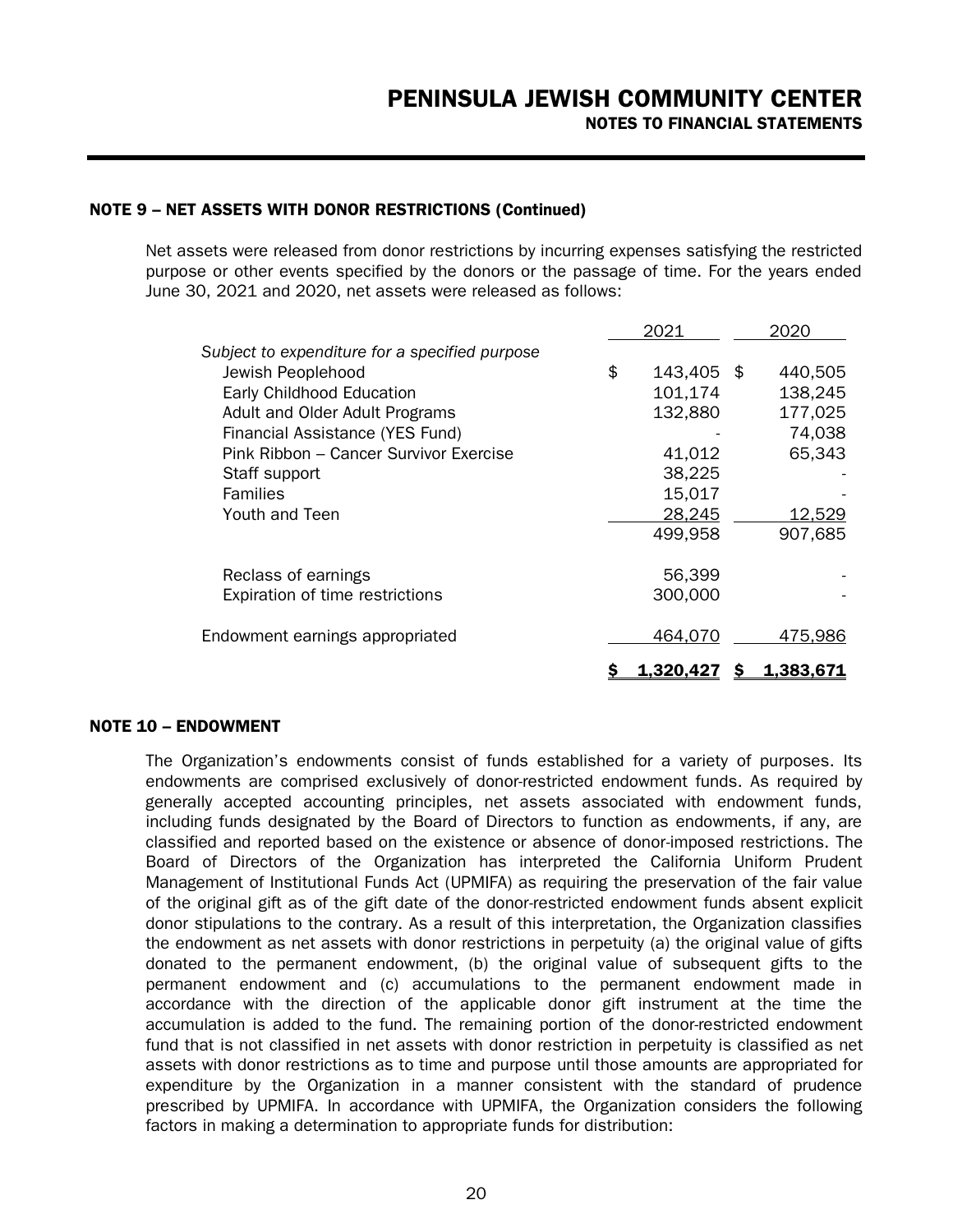## NOTE 9 – NET ASSETS WITH DONOR RESTRICTIONS (Continued)

Net assets were released from donor restrictions by incurring expenses satisfying the restricted purpose or other events specified by the donors or the passage of time. For the years ended June 30, 2021 and 2020, net assets were released as follows:

| | 2021 | 2020 |
|---|---|---|
| *Subject to expenditure for a specified purpose* | | |
| Jewish Peoplehood | $ 143,405 | $ 440,505 |
| Early Childhood Education | 101,174 | 138,245 |
| Adult and Older Adult Programs | 132,880 | 177,025 |
| Financial Assistance (YES Fund) | - | 74,038 |
| Pink Ribbon – Cancer Survivor Exercise | 41,012 | 65,343 |
| Staff support | 38,225 | - |
| Families | 15,017 | - |
| Youth and Teen | 28,245 | 12,529 |
| | 499,958 | 907,685 |
| Reclass of earnings | 56,399 | - |
| Expiration of time restrictions | 300,000 | - |
| Endowment earnings appropriated | 464,070 | 475,986 |
| | **$ 1,320,427** | **$ 1,383,671** |

## NOTE 10 – ENDOWMENT

The Organization's endowments consist of funds established for a variety of purposes. Its endowments are comprised exclusively of donor-restricted endowment funds. As required by generally accepted accounting principles, net assets associated with endowment funds, including funds designated by the Board of Directors to function as endowments, if any, are classified and reported based on the existence or absence of donor-imposed restrictions. The Board of Directors of the Organization has interpreted the California Uniform Prudent Management of Institutional Funds Act (UPMIFA) as requiring the preservation of the fair value of the original gift as of the gift date of the donor-restricted endowment funds absent explicit donor stipulations to the contrary. As a result of this interpretation, the Organization classifies the endowment as net assets with donor restrictions in perpetuity (a) the original value of gifts donated to the permanent endowment, (b) the original value of subsequent gifts to the permanent endowment and (c) accumulations to the permanent endowment made in accordance with the direction of the applicable donor gift instrument at the time the accumulation is added to the fund. The remaining portion of the donor-restricted endowment fund that is not classified in net assets with donor restriction in perpetuity is classified as net assets with donor restrictions as to time and purpose until those amounts are appropriated for expenditure by the Organization in a manner consistent with the standard of prudence prescribed by UPMIFA. In accordance with UPMIFA, the Organization considers the following factors in making a determination to appropriate funds for distribution: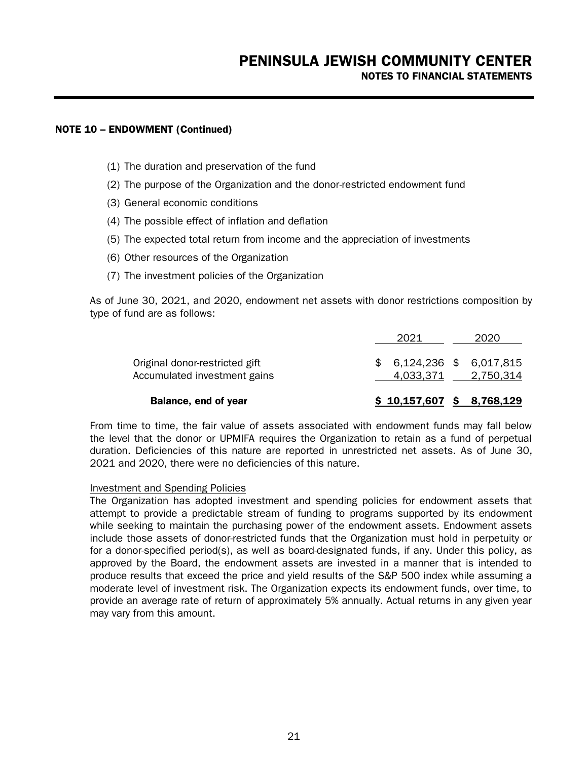### NOTE 10 – ENDOWMENT (Continued)

(1) The duration and preservation of the fund

(2) The purpose of the Organization and the donor-restricted endowment fund

(3) General economic conditions

(4) The possible effect of inflation and deflation

(5) The expected total return from income and the appreciation of investments

(6) Other resources of the Organization

(7) The investment policies of the Organization

As of June 30, 2021, and 2020, endowment net assets with donor restrictions composition by type of fund are as follows:

| | 2021 | 2020 |
|---|---|---|
| Original donor-restricted gift | $ 6,124,236 | $ 6,017,815 |
| Accumulated investment gains | 4,033,371 | 2,750,314 |
| **Balance, end of year** | **$ 10,157,607** | **$ 8,768,129** |

From time to time, the fair value of assets associated with endowment funds may fall below the level that the donor or UPMIFA requires the Organization to retain as a fund of perpetual duration. Deficiencies of this nature are reported in unrestricted net assets. As of June 30, 2021 and 2020, there were no deficiencies of this nature.

Investment and Spending Policies

The Organization has adopted investment and spending policies for endowment assets that attempt to provide a predictable stream of funding to programs supported by its endowment while seeking to maintain the purchasing power of the endowment assets. Endowment assets include those assets of donor-restricted funds that the Organization must hold in perpetuity or for a donor-specified period(s), as well as board-designated funds, if any. Under this policy, as approved by the Board, the endowment assets are invested in a manner that is intended to produce results that exceed the price and yield results of the S&P 500 index while assuming a moderate level of investment risk. The Organization expects its endowment funds, over time, to provide an average rate of return of approximately 5% annually. Actual returns in any given year may vary from this amount.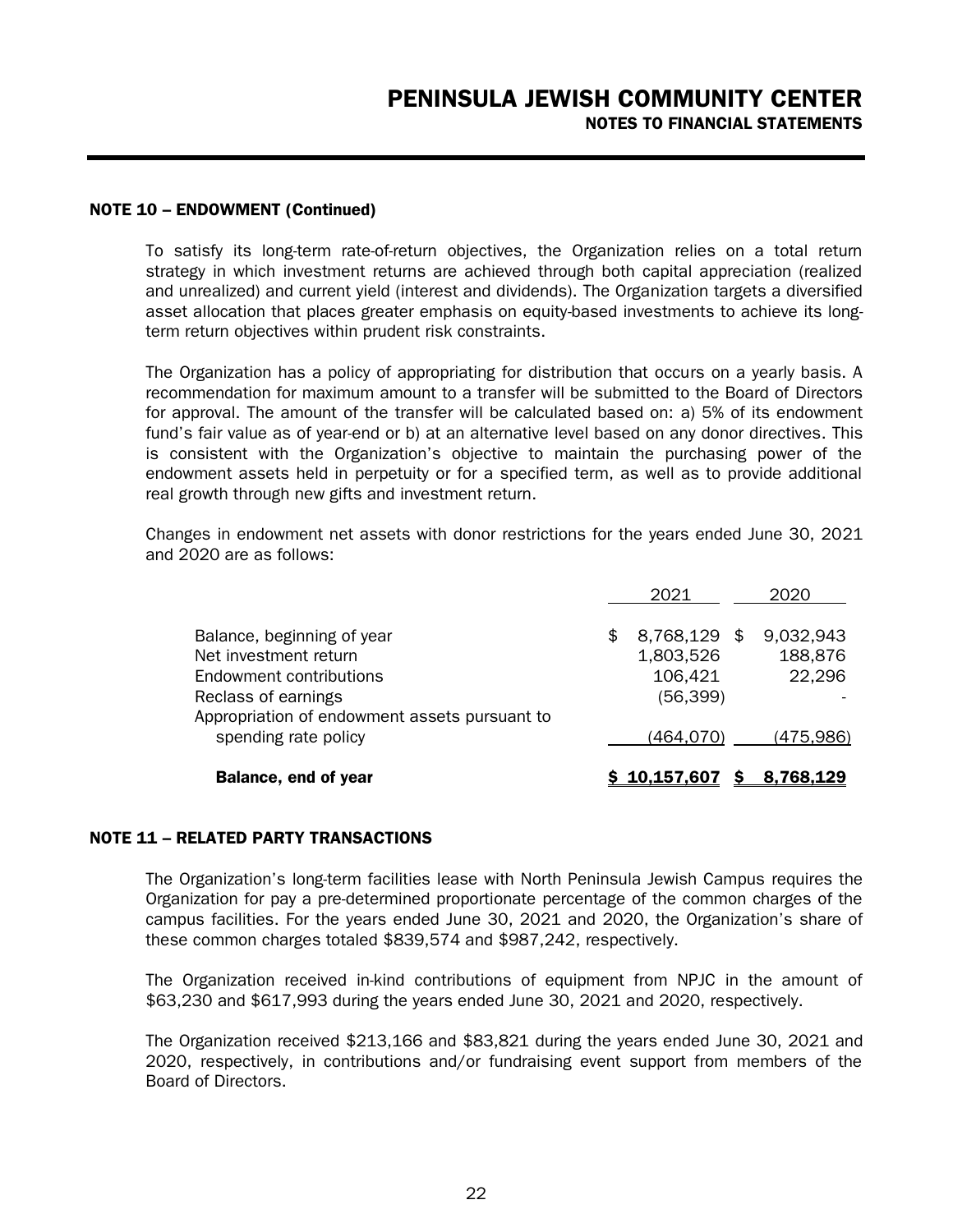### NOTE 10 – ENDOWMENT (Continued)

To satisfy its long-term rate-of-return objectives, the Organization relies on a total return strategy in which investment returns are achieved through both capital appreciation (realized and unrealized) and current yield (interest and dividends). The Organization targets a diversified asset allocation that places greater emphasis on equity-based investments to achieve its long-term return objectives within prudent risk constraints.

The Organization has a policy of appropriating for distribution that occurs on a yearly basis. A recommendation for maximum amount to a transfer will be submitted to the Board of Directors for approval. The amount of the transfer will be calculated based on: a) 5% of its endowment fund's fair value as of year-end or b) at an alternative level based on any donor directives. This is consistent with the Organization's objective to maintain the purchasing power of the endowment assets held in perpetuity or for a specified term, as well as to provide additional real growth through new gifts and investment return.

Changes in endowment net assets with donor restrictions for the years ended June 30, 2021 and 2020 are as follows:

| | 2021 | 2020 |
|---|---|---|
| Balance, beginning of year | $ 8,768,129 | $ 9,032,943 |
| Net investment return | 1,803,526 | 188,876 |
| Endowment contributions | 106,421 | 22,296 |
| Reclass of earnings | (56,399) | - |
| Appropriation of endowment assets pursuant to spending rate policy | (464,070) | (475,986) |
| **Balance, end of year** | **$ 10,157,607** | **$ 8,768,129** |

### NOTE 11 – RELATED PARTY TRANSACTIONS

The Organization's long-term facilities lease with North Peninsula Jewish Campus requires the Organization for pay a pre-determined proportionate percentage of the common charges of the campus facilities. For the years ended June 30, 2021 and 2020, the Organization's share of these common charges totaled $839,574 and $987,242, respectively.

The Organization received in-kind contributions of equipment from NPJC in the amount of $63,230 and $617,993 during the years ended June 30, 2021 and 2020, respectively.

The Organization received $213,166 and $83,821 during the years ended June 30, 2021 and 2020, respectively, in contributions and/or fundraising event support from members of the Board of Directors.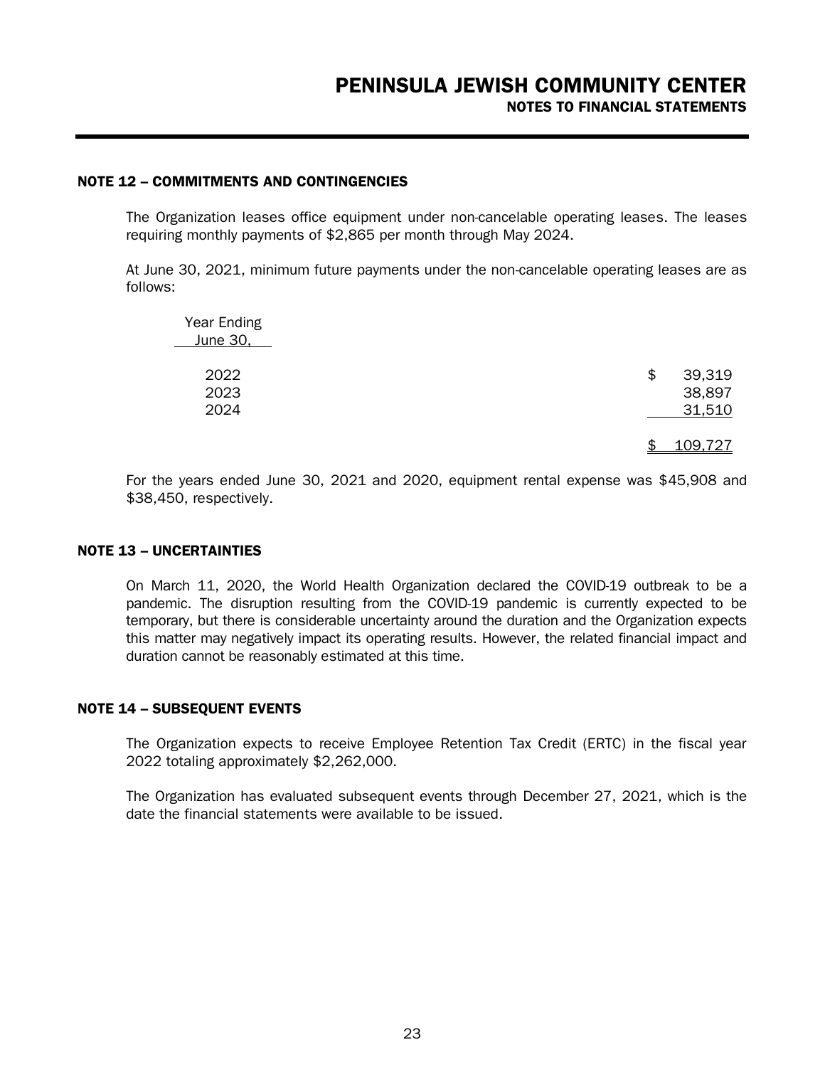# PENINSULA JEWISH COMMUNITY CENTER
## NOTES TO FINANCIAL STATEMENTS

### NOTE 12 – COMMITMENTS AND CONTINGENCIES

The Organization leases office equipment under non-cancelable operating leases. The leases requiring monthly payments of $2,865 per month through May 2024.

At June 30, 2021, minimum future payments under the non-cancelable operating leases are as follows:

| Year Ending June 30, | |
|---|---|
| 2022 | $ 39,319 |
| 2023 | 38,897 |
| 2024 | 31,510 |
| | $ 109,727 |

For the years ended June 30, 2021 and 2020, equipment rental expense was $45,908 and $38,450, respectively.

### NOTE 13 – UNCERTAINTIES

On March 11, 2020, the World Health Organization declared the COVID-19 outbreak to be a pandemic. The disruption resulting from the COVID-19 pandemic is currently expected to be temporary, but there is considerable uncertainty around the duration and the Organization expects this matter may negatively impact its operating results. However, the related financial impact and duration cannot be reasonably estimated at this time.

### NOTE 14 – SUBSEQUENT EVENTS

The Organization expects to receive Employee Retention Tax Credit (ERTC) in the fiscal year 2022 totaling approximately $2,262,000.

The Organization has evaluated subsequent events through December 27, 2021, which is the date the financial statements were available to be issued.